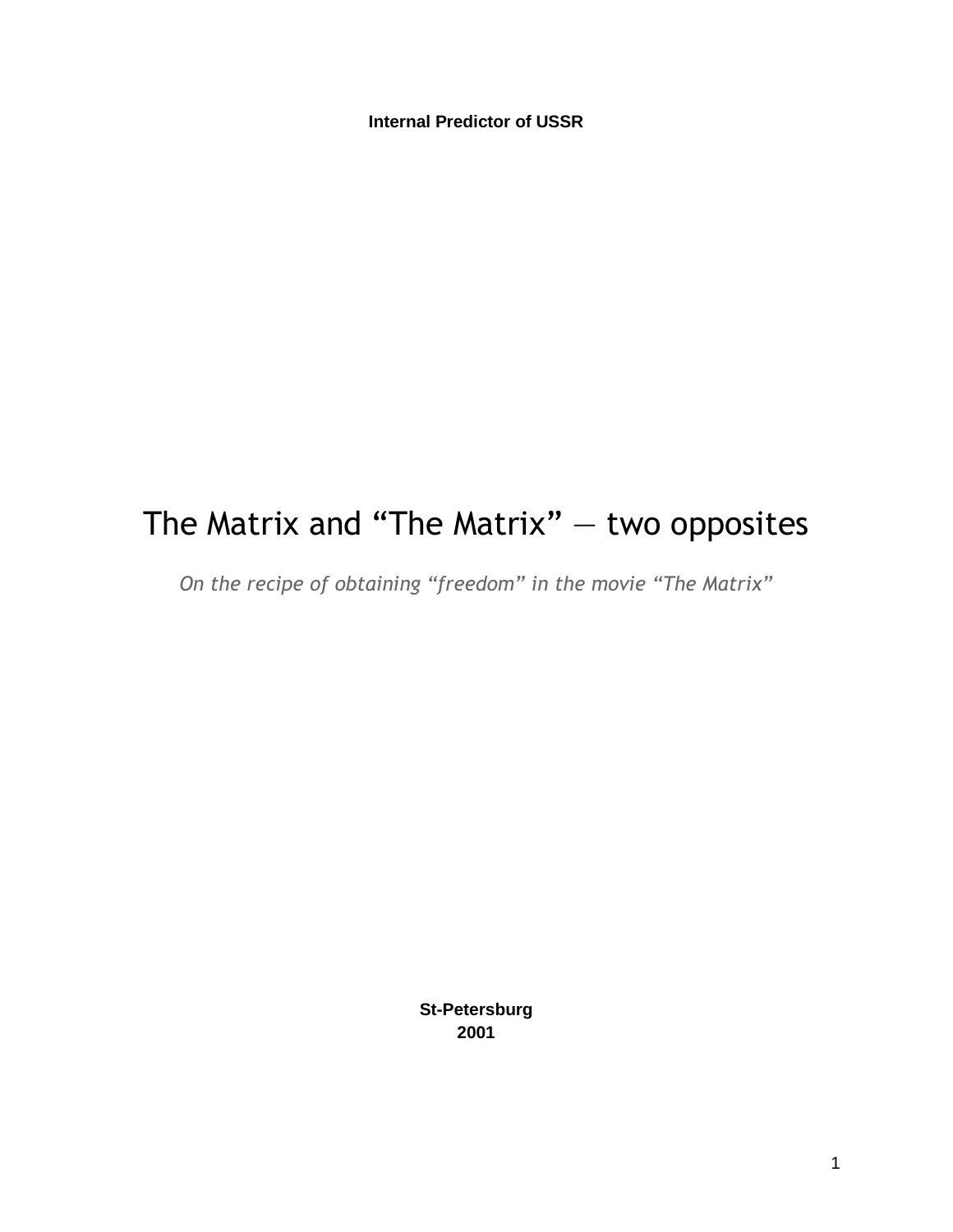**Internal Predictor of USSR**

# The Matrix and “The Matrix” — two opposites

*On the recipe of obtaining “freedom” in the movie “The Matrix”*

**St-Petersburg**
**2001**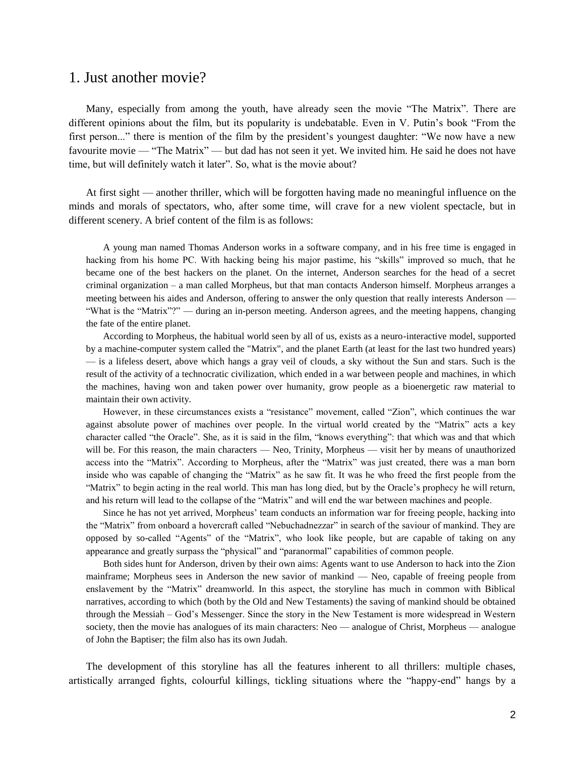# 1. Just another movie?

Many, especially from among the youth, have already seen the movie "The Matrix". There are different opinions about the film, but its popularity is undebatable. Even in V. Putin's book "From the first person..." there is mention of the film by the president's youngest daughter: "We now have a new favourite movie — "The Matrix" — but dad has not seen it yet. We invited him. He said he does not have time, but will definitely watch it later". So, what is the movie about?

At first sight — another thriller, which will be forgotten having made no meaningful influence on the minds and morals of spectators, who, after some time, will crave for a new violent spectacle, but in different scenery. A brief content of the film is as follows:

> A young man named Thomas Anderson works in a software company, and in his free time is engaged in hacking from his home PC. With hacking being his major pastime, his "skills" improved so much, that he became one of the best hackers on the planet. On the internet, Anderson searches for the head of a secret criminal organization – a man called Morpheus, but that man contacts Anderson himself. Morpheus arranges a meeting between his aides and Anderson, offering to answer the only question that really interests Anderson — "What is the "Matrix"?" — during an in-person meeting. Anderson agrees, and the meeting happens, changing the fate of the entire planet.
>
> According to Morpheus, the habitual world seen by all of us, exists as a neuro-interactive model, supported by a machine-computer system called the "Matrix", and the planet Earth (at least for the last two hundred years) — is a lifeless desert, above which hangs a gray veil of clouds, a sky without the Sun and stars. Such is the result of the activity of a technocratic civilization, which ended in a war between people and machines, in which the machines, having won and taken power over humanity, grow people as a bioenergetic raw material to maintain their own activity.
>
> However, in these circumstances exists a "resistance" movement, called "Zion", which continues the war against absolute power of machines over people. In the virtual world created by the "Matrix" acts a key character called "the Oracle". She, as it is said in the film, "knows everything": that which was and that which will be. For this reason, the main characters — Neo, Trinity, Morpheus — visit her by means of unauthorized access into the "Matrix". According to Morpheus, after the "Matrix" was just created, there was a man born inside who was capable of changing the "Matrix" as he saw fit. It was he who freed the first people from the "Matrix" to begin acting in the real world. This man has long died, but by the Oracle's prophecy he will return, and his return will lead to the collapse of the "Matrix" and will end the war between machines and people.
>
> Since he has not yet arrived, Morpheus' team conducts an information war for freeing people, hacking into the "Matrix" from onboard a hovercraft called "Nebuchadnezzar" in search of the saviour of mankind. They are opposed by so-called "Agents" of the "Matrix", who look like people, but are capable of taking on any appearance and greatly surpass the "physical" and "paranormal" capabilities of common people.
>
> Both sides hunt for Anderson, driven by their own aims: Agents want to use Anderson to hack into the Zion mainframe; Morpheus sees in Anderson the new savior of mankind — Neo, capable of freeing people from enslavement by the "Matrix" dreamworld. In this aspect, the storyline has much in common with Biblical narratives, according to which (both by the Old and New Testaments) the saving of mankind should be obtained through the Messiah – God's Messenger. Since the story in the New Testament is more widespread in Western society, then the movie has analogues of its main characters: Neo — analogue of Christ, Morpheus — analogue of John the Baptiser; the film also has its own Judah.

The development of this storyline has all the features inherent to all thrillers: multiple chases, artistically arranged fights, colourful killings, tickling situations where the "happy-end" hangs by a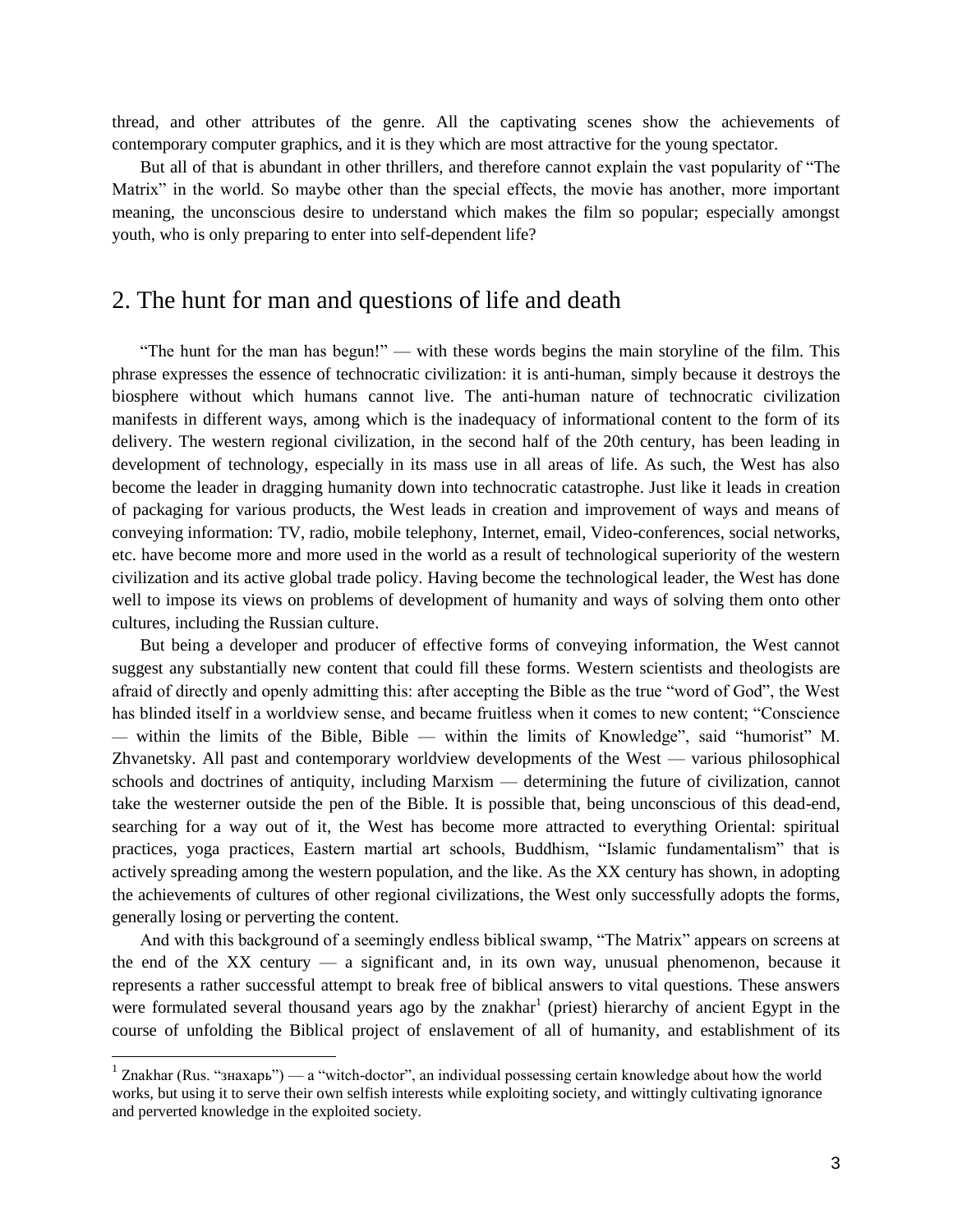thread, and other attributes of the genre. All the captivating scenes show the achievements of contemporary computer graphics, and it is they which are most attractive for the young spectator.

But all of that is abundant in other thrillers, and therefore cannot explain the vast popularity of "The Matrix" in the world. So maybe other than the special effects, the movie has another, more important meaning, the unconscious desire to understand which makes the film so popular; especially amongst youth, who is only preparing to enter into self-dependent life?

## 2. The hunt for man and questions of life and death

"The hunt for the man has begun!" — with these words begins the main storyline of the film. This phrase expresses the essence of technocratic civilization: it is anti-human, simply because it destroys the biosphere without which humans cannot live. The anti-human nature of technocratic civilization manifests in different ways, among which is the inadequacy of informational content to the form of its delivery. The western regional civilization, in the second half of the 20th century, has been leading in development of technology, especially in its mass use in all areas of life. As such, the West has also become the leader in dragging humanity down into technocratic catastrophe. Just like it leads in creation of packaging for various products, the West leads in creation and improvement of ways and means of conveying information: TV, radio, mobile telephony, Internet, email, Video-conferences, social networks, etc. have become more and more used in the world as a result of technological superiority of the western civilization and its active global trade policy. Having become the technological leader, the West has done well to impose its views on problems of development of humanity and ways of solving them onto other cultures, including the Russian culture.

But being a developer and producer of effective forms of conveying information, the West cannot suggest any substantially new content that could fill these forms. Western scientists and theologists are afraid of directly and openly admitting this: after accepting the Bible as the true "word of God", the West has blinded itself in a worldview sense, and became fruitless when it comes to new content; "Conscience — within the limits of the Bible, Bible — within the limits of Knowledge", said "humorist" M. Zhvanetsky. All past and contemporary worldview developments of the West — various philosophical schools and doctrines of antiquity, including Marxism — determining the future of civilization, cannot take the westerner outside the pen of the Bible. It is possible that, being unconscious of this dead-end, searching for a way out of it, the West has become more attracted to everything Oriental: spiritual practices, yoga practices, Eastern martial art schools, Buddhism, "Islamic fundamentalism" that is actively spreading among the western population, and the like. As the XX century has shown, in adopting the achievements of cultures of other regional civilizations, the West only successfully adopts the forms, generally losing or perverting the content.

And with this background of a seemingly endless biblical swamp, "The Matrix" appears on screens at the end of the XX century — a significant and, in its own way, unusual phenomenon, because it represents a rather successful attempt to break free of biblical answers to vital questions. These answers were formulated several thousand years ago by the znakhar[1] (priest) hierarchy of ancient Egypt in the course of unfolding the Biblical project of enslavement of all of humanity, and establishment of its

[1] Znakhar (Rus. "знахарь") — a "witch-doctor", an individual possessing certain knowledge about how the world works, but using it to serve their own selfish interests while exploiting society, and wittingly cultivating ignorance and perverted knowledge in the exploited society.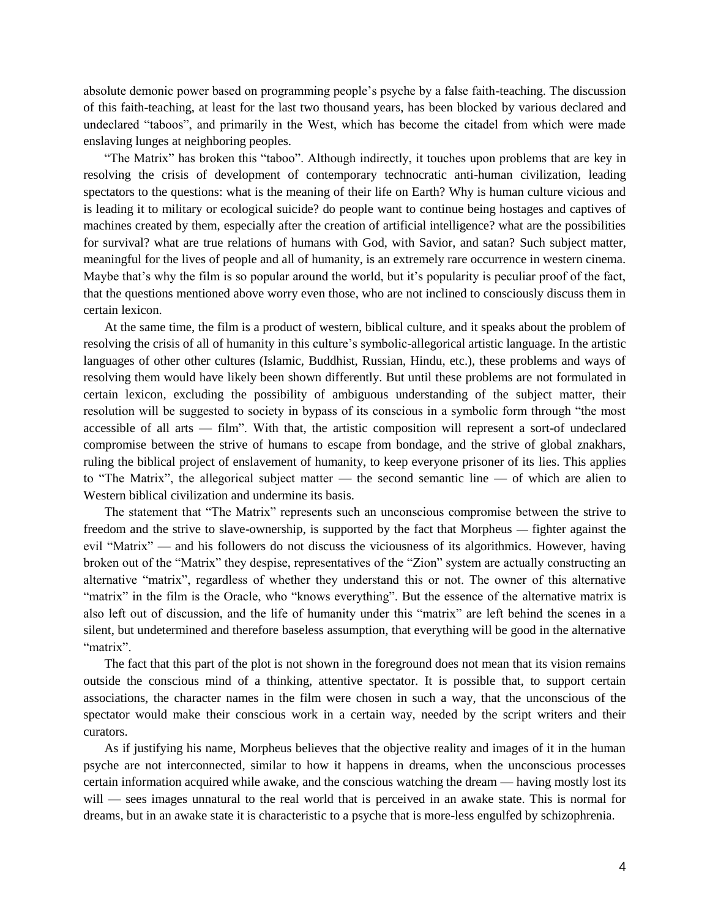absolute demonic power based on programming people's psyche by a false faith-teaching. The discussion of this faith-teaching, at least for the last two thousand years, has been blocked by various declared and undeclared "taboos", and primarily in the West, which has become the citadel from which were made enslaving lunges at neighboring peoples.

"The Matrix" has broken this "taboo". Although indirectly, it touches upon problems that are key in resolving the crisis of development of contemporary technocratic anti-human civilization, leading spectators to the questions: what is the meaning of their life on Earth? Why is human culture vicious and is leading it to military or ecological suicide? do people want to continue being hostages and captives of machines created by them, especially after the creation of artificial intelligence? what are the possibilities for survival? what are true relations of humans with God, with Savior, and satan? Such subject matter, meaningful for the lives of people and all of humanity, is an extremely rare occurrence in western cinema. Maybe that's why the film is so popular around the world, but it's popularity is peculiar proof of the fact, that the questions mentioned above worry even those, who are not inclined to consciously discuss them in certain lexicon.

At the same time, the film is a product of western, biblical culture, and it speaks about the problem of resolving the crisis of all of humanity in this culture's symbolic-allegorical artistic language. In the artistic languages of other other cultures (Islamic, Buddhist, Russian, Hindu, etc.), these problems and ways of resolving them would have likely been shown differently. But until these problems are not formulated in certain lexicon, excluding the possibility of ambiguous understanding of the subject matter, their resolution will be suggested to society in bypass of its conscious in a symbolic form through "the most accessible of all arts — film". With that, the artistic composition will represent a sort-of undeclared compromise between the strive of humans to escape from bondage, and the strive of global znakhars, ruling the biblical project of enslavement of humanity, to keep everyone prisoner of its lies. This applies to "The Matrix", the allegorical subject matter — the second semantic line — of which are alien to Western biblical civilization and undermine its basis.

The statement that "The Matrix" represents such an unconscious compromise between the strive to freedom and the strive to slave-ownership, is supported by the fact that Morpheus — fighter against the evil "Matrix" — and his followers do not discuss the viciousness of its algorithmics. However, having broken out of the "Matrix" they despise, representatives of the "Zion" system are actually constructing an alternative "matrix", regardless of whether they understand this or not. The owner of this alternative "matrix" in the film is the Oracle, who "knows everything". But the essence of the alternative matrix is also left out of discussion, and the life of humanity under this "matrix" are left behind the scenes in a silent, but undetermined and therefore baseless assumption, that everything will be good in the alternative "matrix".

The fact that this part of the plot is not shown in the foreground does not mean that its vision remains outside the conscious mind of a thinking, attentive spectator. It is possible that, to support certain associations, the character names in the film were chosen in such a way, that the unconscious of the spectator would make their conscious work in a certain way, needed by the script writers and their curators.

As if justifying his name, Morpheus believes that the objective reality and images of it in the human psyche are not interconnected, similar to how it happens in dreams, when the unconscious processes certain information acquired while awake, and the conscious watching the dream — having mostly lost its will — sees images unnatural to the real world that is perceived in an awake state. This is normal for dreams, but in an awake state it is characteristic to a psyche that is more-less engulfed by schizophrenia.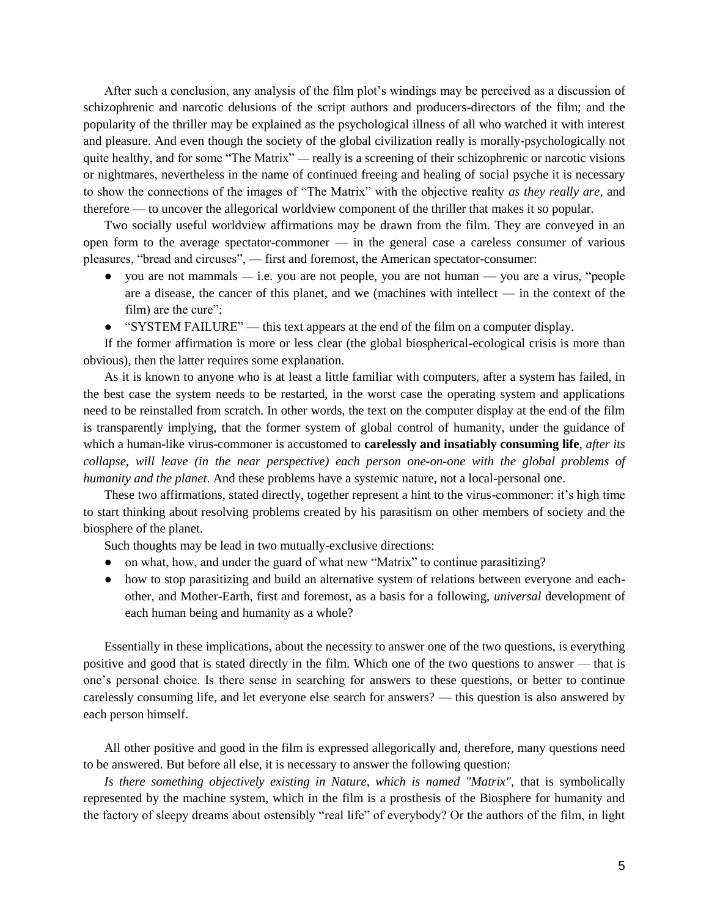After such a conclusion, any analysis of the film plot's windings may be perceived as a discussion of schizophrenic and narcotic delusions of the script authors and producers-directors of the film; and the popularity of the thriller may be explained as the psychological illness of all who watched it with interest and pleasure. And even though the society of the global civilization really is morally-psychologically not quite healthy, and for some "The Matrix" — really is a screening of their schizophrenic or narcotic visions or nightmares, nevertheless in the name of continued freeing and healing of social psyche it is necessary to show the connections of the images of "The Matrix" with the objective reality *as they really are*, and therefore — to uncover the allegorical worldview component of the thriller that makes it so popular.

Two socially useful worldview affirmations may be drawn from the film. They are conveyed in an open form to the average spectator-commoner — in the general case a careless consumer of various pleasures, "bread and circuses", — first and foremost, the American spectator-consumer:

- you are not mammals — i.e. you are not people, you are not human — you are a virus, "people are a disease, the cancer of this planet, and we (machines with intellect — in the context of the film) are the cure";
- "SYSTEM FAILURE" — this text appears at the end of the film on a computer display.

If the former affirmation is more or less clear (the global biospherical-ecological crisis is more than obvious), then the latter requires some explanation.

As it is known to anyone who is at least a little familiar with computers, after a system has failed, in the best case the system needs to be restarted, in the worst case the operating system and applications need to be reinstalled from scratch. In other words, the text on the computer display at the end of the film is transparently implying, that the former system of global control of humanity, under the guidance of which a human-like virus-commoner is accustomed to **carelessly and insatiably consuming life**, *after its collapse, will leave (in the near perspective) each person one-on-one with the global problems of humanity and the planet*. And these problems have a systemic nature, not a local-personal one.

These two affirmations, stated directly, together represent a hint to the virus-commoner: it's high time to start thinking about resolving problems created by his parasitism on other members of society and the biosphere of the planet.

Such thoughts may be lead in two mutually-exclusive directions:

- on what, how, and under the guard of what new "Matrix" to continue parasitizing?
- how to stop parasitizing and build an alternative system of relations between everyone and each-other, and Mother-Earth, first and foremost, as a basis for a following, *universal* development of each human being and humanity as a whole?

Essentially in these implications, about the necessity to answer one of the two questions, is everything positive and good that is stated directly in the film. Which one of the two questions to answer — that is one's personal choice. Is there sense in searching for answers to these questions, or better to continue carelessly consuming life, and let everyone else search for answers? — this question is also answered by each person himself.

All other positive and good in the film is expressed allegorically and, therefore, many questions need to be answered. But before all else, it is necessary to answer the following question:

*Is there something objectively existing in Nature, which is named "Matrix"*, that is symbolically represented by the machine system, which in the film is a prosthesis of the Biosphere for humanity and the factory of sleepy dreams about ostensibly "real life" of everybody? Or the authors of the film, in light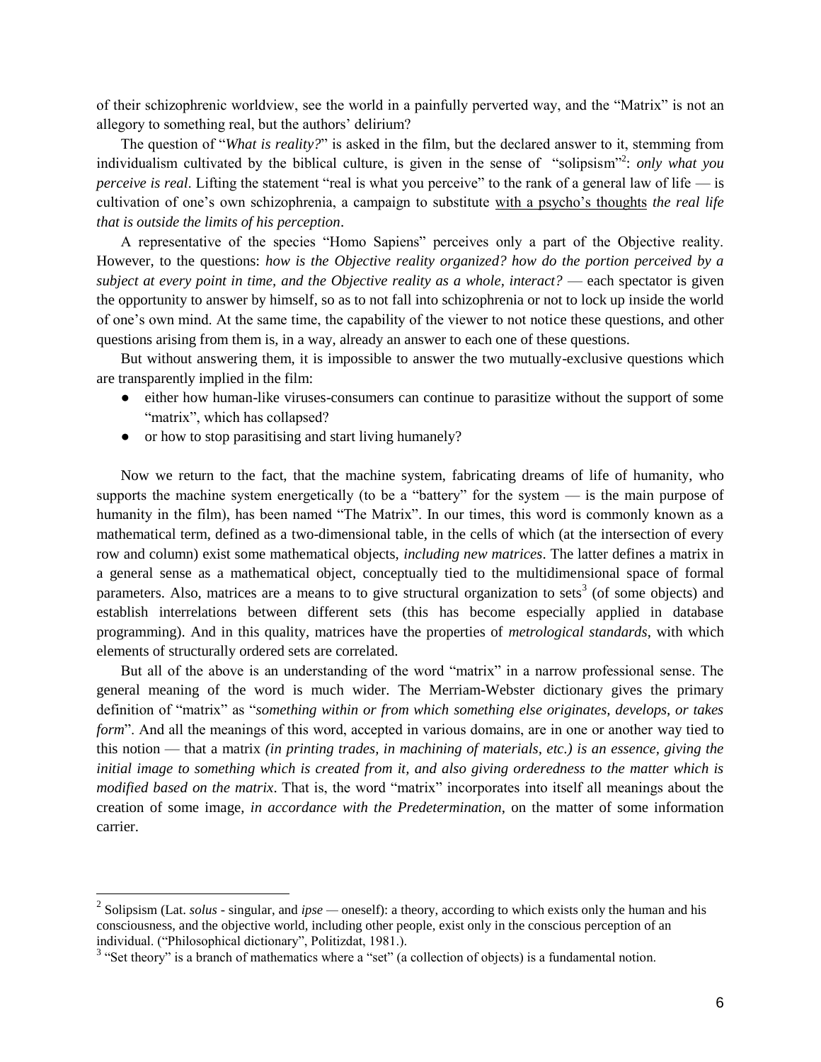of their schizophrenic worldview, see the world in a painfully perverted way, and the "Matrix" is not an allegory to something real, but the authors' delirium?

The question of "*What is reality?*" is asked in the film, but the declared answer to it, stemming from individualism cultivated by the biblical culture, is given in the sense of "solipsism"[2]: *only what you perceive is real*. Lifting the statement "real is what you perceive" to the rank of a general law of life — is cultivation of one's own schizophrenia, a campaign to substitute with a psycho's thoughts *the real life that is outside the limits of his perception*.

A representative of the species "Homo Sapiens" perceives only a part of the Objective reality. However, to the questions: *how is the Objective reality organized? how do the portion perceived by a subject at every point in time, and the Objective reality as a whole, interact?* — each spectator is given the opportunity to answer by himself, so as to not fall into schizophrenia or not to lock up inside the world of one's own mind. At the same time, the capability of the viewer to not notice these questions, and other questions arising from them is, in a way, already an answer to each one of these questions.

But without answering them, it is impossible to answer the two mutually-exclusive questions which are transparently implied in the film:

- either how human-like viruses-consumers can continue to parasitize without the support of some "matrix", which has collapsed?
- or how to stop parasitising and start living humanely?

Now we return to the fact, that the machine system, fabricating dreams of life of humanity, who supports the machine system energetically (to be a "battery" for the system — is the main purpose of humanity in the film), has been named "The Matrix". In our times, this word is commonly known as a mathematical term, defined as a two-dimensional table, in the cells of which (at the intersection of every row and column) exist some mathematical objects, *including new matrices*. The latter defines a matrix in a general sense as a mathematical object, conceptually tied to the multidimensional space of formal parameters. Also, matrices are a means to to give structural organization to sets[3] (of some objects) and establish interrelations between different sets (this has become especially applied in database programming). And in this quality, matrices have the properties of *metrological standards*, with which elements of structurally ordered sets are correlated.

But all of the above is an understanding of the word "matrix" in a narrow professional sense. The general meaning of the word is much wider. The Merriam-Webster dictionary gives the primary definition of "matrix" as "*something within or from which something else originates, develops, or takes form*". And all the meanings of this word, accepted in various domains, are in one or another way tied to this notion — that a matrix *(in printing trades, in machining of materials, etc.) is an essence, giving the initial image to something which is created from it, and also giving orderedness to the matter which is modified based on the matrix*. That is, the word "matrix" incorporates into itself all meanings about the creation of some image, *in accordance with the Predetermination*, on the matter of some information carrier.

---

[2] Solipsism (Lat. *solus* - singular, and *ipse* — oneself): a theory, according to which exists only the human and his consciousness, and the objective world, including other people, exist only in the conscious perception of an individual. ("Philosophical dictionary", Politizdat, 1981.).

[3] "Set theory" is a branch of mathematics where a "set" (a collection of objects) is a fundamental notion.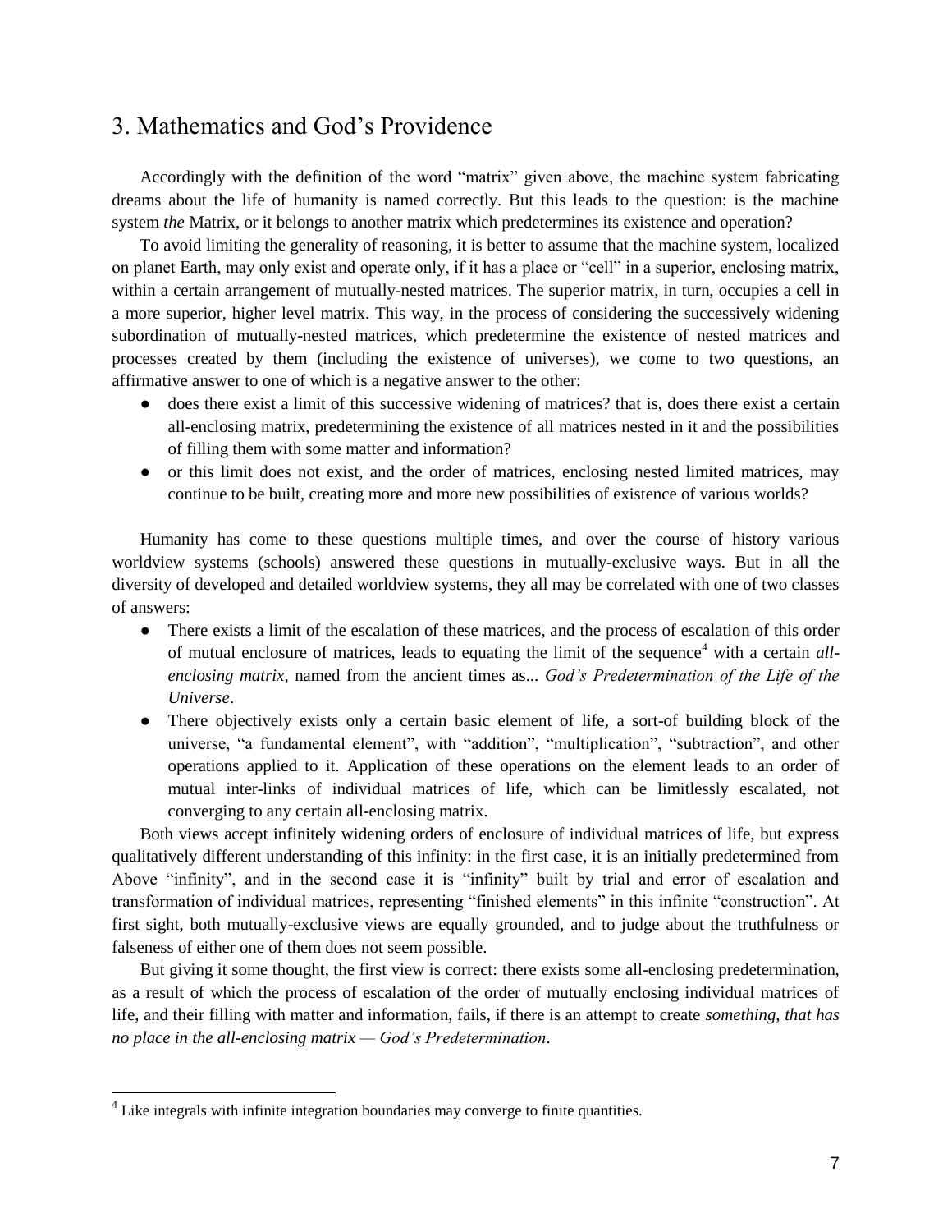## 3. Mathematics and God's Providence

Accordingly with the definition of the word "matrix" given above, the machine system fabricating dreams about the life of humanity is named correctly. But this leads to the question: is the machine system *the* Matrix, or it belongs to another matrix which predetermines its existence and operation?

To avoid limiting the generality of reasoning, it is better to assume that the machine system, localized on planet Earth, may only exist and operate only, if it has a place or "cell" in a superior, enclosing matrix, within a certain arrangement of mutually-nested matrices. The superior matrix, in turn, occupies a cell in a more superior, higher level matrix. This way, in the process of considering the successively widening subordination of mutually-nested matrices, which predetermine the existence of nested matrices and processes created by them (including the existence of universes), we come to two questions, an affirmative answer to one of which is a negative answer to the other:

- does there exist a limit of this successive widening of matrices? that is, does there exist a certain all-enclosing matrix, predetermining the existence of all matrices nested in it and the possibilities of filling them with some matter and information?
- or this limit does not exist, and the order of matrices, enclosing nested limited matrices, may continue to be built, creating more and more new possibilities of existence of various worlds?

Humanity has come to these questions multiple times, and over the course of history various worldview systems (schools) answered these questions in mutually-exclusive ways. But in all the diversity of developed and detailed worldview systems, they all may be correlated with one of two classes of answers:

- There exists a limit of the escalation of these matrices, and the process of escalation of this order of mutual enclosure of matrices, leads to equating the limit of the sequence[4] with a certain *all-enclosing matrix*, named from the ancient times as... *God's Predetermination of the Life of the Universe*.
- There objectively exists only a certain basic element of life, a sort-of building block of the universe, "a fundamental element", with "addition", "multiplication", "subtraction", and other operations applied to it. Application of these operations on the element leads to an order of mutual inter-links of individual matrices of life, which can be limitlessly escalated, not converging to any certain all-enclosing matrix.

Both views accept infinitely widening orders of enclosure of individual matrices of life, but express qualitatively different understanding of this infinity: in the first case, it is an initially predetermined from Above "infinity", and in the second case it is "infinity" built by trial and error of escalation and transformation of individual matrices, representing "finished elements" in this infinite "construction". At first sight, both mutually-exclusive views are equally grounded, and to judge about the truthfulness or falseness of either one of them does not seem possible.

But giving it some thought, the first view is correct: there exists some all-enclosing predetermination, as a result of which the process of escalation of the order of mutually enclosing individual matrices of life, and their filling with matter and information, fails, if there is an attempt to create *something, that has no place in the all-enclosing matrix — God's Predetermination*.

[4] Like integrals with infinite integration boundaries may converge to finite quantities.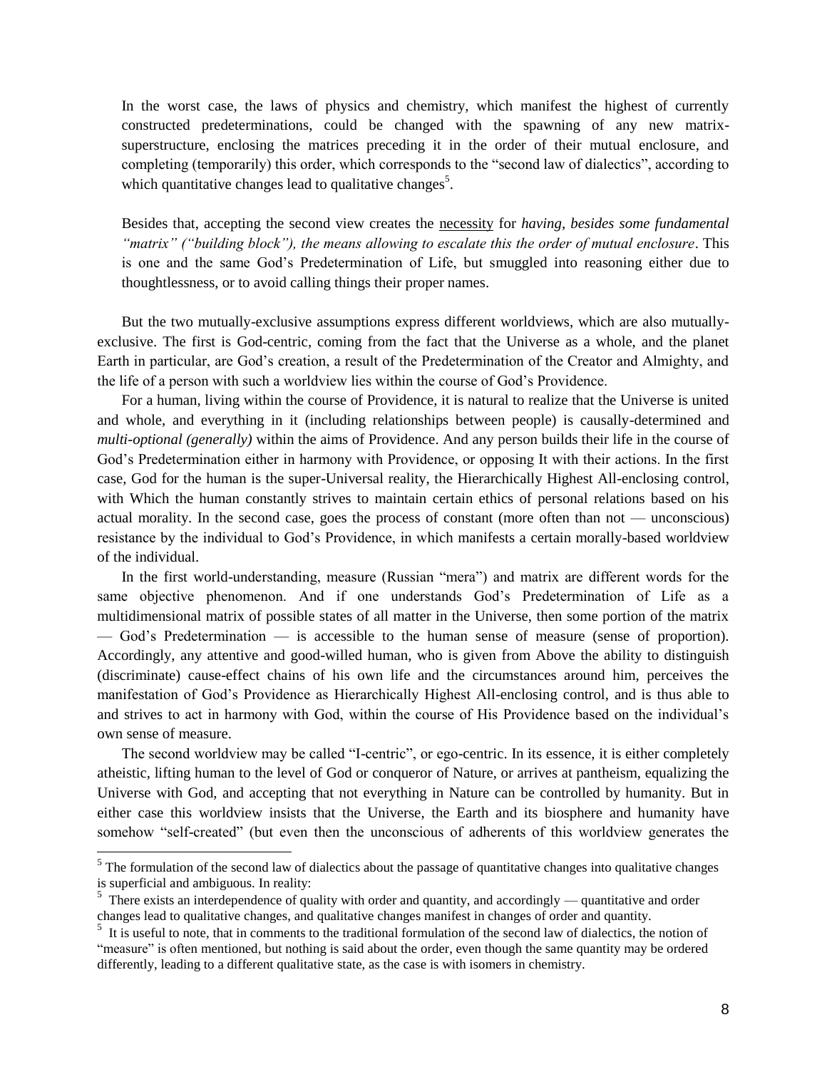In the worst case, the laws of physics and chemistry, which manifest the highest of currently constructed predeterminations, could be changed with the spawning of any new matrix-superstructure, enclosing the matrices preceding it in the order of their mutual enclosure, and completing (temporarily) this order, which corresponds to the "second law of dialectics", according to which quantitative changes lead to qualitative changes[5].

Besides that, accepting the second view creates the necessity for *having, besides some fundamental "matrix" ("building block"), the means allowing to escalate this the order of mutual enclosure*. This is one and the same God's Predetermination of Life, but smuggled into reasoning either due to thoughtlessness, or to avoid calling things their proper names.

But the two mutually-exclusive assumptions express different worldviews, which are also mutually-exclusive. The first is God-centric, coming from the fact that the Universe as a whole, and the planet Earth in particular, are God's creation, a result of the Predetermination of the Creator and Almighty, and the life of a person with such a worldview lies within the course of God's Providence.

For a human, living within the course of Providence, it is natural to realize that the Universe is united and whole, and everything in it (including relationships between people) is causally-determined and *multi-optional (generally)* within the aims of Providence. And any person builds their life in the course of God's Predetermination either in harmony with Providence, or opposing It with their actions. In the first case, God for the human is the super-Universal reality, the Hierarchically Highest All-enclosing control, with Which the human constantly strives to maintain certain ethics of personal relations based on his actual morality. In the second case, goes the process of constant (more often than not — unconscious) resistance by the individual to God's Providence, in which manifests a certain morally-based worldview of the individual.

In the first world-understanding, measure (Russian "mera") and matrix are different words for the same objective phenomenon. And if one understands God's Predetermination of Life as a multidimensional matrix of possible states of all matter in the Universe, then some portion of the matrix — God's Predetermination — is accessible to the human sense of measure (sense of proportion). Accordingly, any attentive and good-willed human, who is given from Above the ability to distinguish (discriminate) cause-effect chains of his own life and the circumstances around him, perceives the manifestation of God's Providence as Hierarchically Highest All-enclosing control, and is thus able to and strives to act in harmony with God, within the course of His Providence based on the individual's own sense of measure.

The second worldview may be called "I-centric", or ego-centric. In its essence, it is either completely atheistic, lifting human to the level of God or conqueror of Nature, or arrives at pantheism, equalizing the Universe with God, and accepting that not everything in Nature can be controlled by humanity. But in either case this worldview insists that the Universe, the Earth and its biosphere and humanity have somehow "self-created" (but even then the unconscious of adherents of this worldview generates the

---

[5] The formulation of the second law of dialectics about the passage of quantitative changes into qualitative changes is superficial and ambiguous. In reality:

[5] There exists an interdependence of quality with order and quantity, and accordingly — quantitative and order changes lead to qualitative changes, and qualitative changes manifest in changes of order and quantity.

[5] It is useful to note, that in comments to the traditional formulation of the second law of dialectics, the notion of "measure" is often mentioned, but nothing is said about the order, even though the same quantity may be ordered differently, leading to a different qualitative state, as the case is with isomers in chemistry.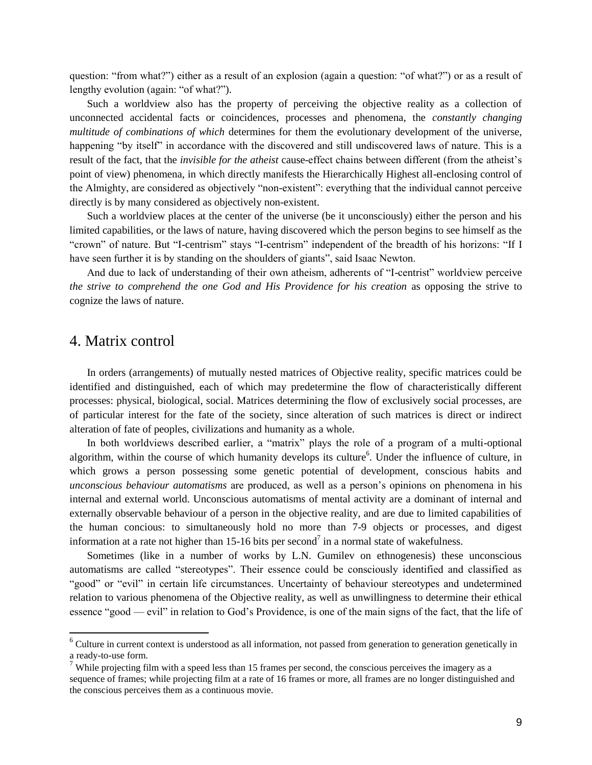question: “from what?”) either as a result of an explosion (again a question: “of what?”) or as a result of lengthy evolution (again: “of what?”).

Such a worldview also has the property of perceiving the objective reality as a collection of unconnected accidental facts or coincidences, processes and phenomena, the *constantly changing multitude of combinations of which* determines for them the evolutionary development of the universe, happening “by itself” in accordance with the discovered and still undiscovered laws of nature. This is a result of the fact, that the *invisible for the atheist* cause-effect chains between different (from the atheist’s point of view) phenomena, in which directly manifests the Hierarchically Highest all-enclosing control of the Almighty, are considered as objectively “non-existent”: everything that the individual cannot perceive directly is by many considered as objectively non-existent.

Such a worldview places at the center of the universe (be it unconsciously) either the person and his limited capabilities, or the laws of nature, having discovered which the person begins to see himself as the “crown” of nature. But “I-centrism” stays “I-centrism” independent of the breadth of his horizons: “If I have seen further it is by standing on the shoulders of giants”, said Isaac Newton.

And due to lack of understanding of their own atheism, adherents of “I-centrist” worldview perceive *the strive to comprehend the one God and His Providence for his creation* as opposing the strive to cognize the laws of nature.

## 4. Matrix control

In orders (arrangements) of mutually nested matrices of Objective reality, specific matrices could be identified and distinguished, each of which may predetermine the flow of characteristically different processes: physical, biological, social. Matrices determining the flow of exclusively social processes, are of particular interest for the fate of the society, since alteration of such matrices is direct or indirect alteration of fate of peoples, civilizations and humanity as a whole.

In both worldviews described earlier, a “matrix” plays the role of a program of a multi-optional algorithm, within the course of which humanity develops its culture[6]. Under the influence of culture, in which grows a person possessing some genetic potential of development, conscious habits and *unconscious behaviour automatisms* are produced, as well as a person’s opinions on phenomena in his internal and external world. Unconscious automatisms of mental activity are a dominant of internal and externally observable behaviour of a person in the objective reality, and are due to limited capabilities of the human concious: to simultaneously hold no more than 7-9 objects or processes, and digest information at a rate not higher than 15-16 bits per second[7] in a normal state of wakefulness.

Sometimes (like in a number of works by L.N. Gumilev on ethnogenesis) these unconscious automatisms are called “stereotypes”. Their essence could be consciously identified and classified as “good” or “evil” in certain life circumstances. Uncertainty of behaviour stereotypes and undetermined relation to various phenomena of the Objective reality, as well as unwillingness to determine their ethical essence “good — evil” in relation to God’s Providence, is one of the main signs of the fact, that the life of

---

[6] Culture in current context is understood as all information, not passed from generation to generation genetically in a ready-to-use form.

[7] While projecting film with a speed less than 15 frames per second, the conscious perceives the imagery as a sequence of frames; while projecting film at a rate of 16 frames or more, all frames are no longer distinguished and the conscious perceives them as a continuous movie.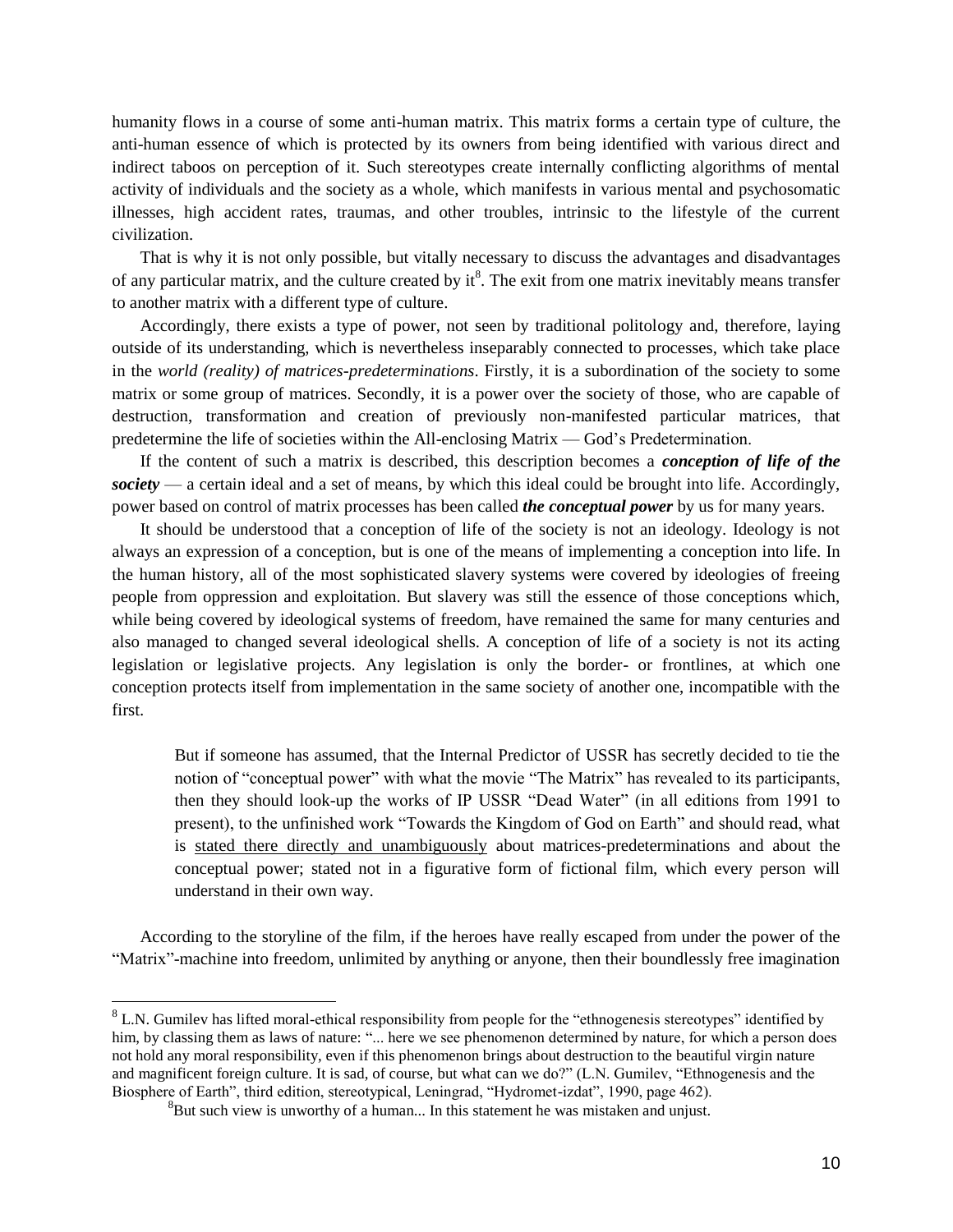humanity flows in a course of some anti-human matrix. This matrix forms a certain type of culture, the anti-human essence of which is protected by its owners from being identified with various direct and indirect taboos on perception of it. Such stereotypes create internally conflicting algorithms of mental activity of individuals and the society as a whole, which manifests in various mental and psychosomatic illnesses, high accident rates, traumas, and other troubles, intrinsic to the lifestyle of the current civilization.

That is why it is not only possible, but vitally necessary to discuss the advantages and disadvantages of any particular matrix, and the culture created by it[8]. The exit from one matrix inevitably means transfer to another matrix with a different type of culture.

Accordingly, there exists a type of power, not seen by traditional politology and, therefore, laying outside of its understanding, which is nevertheless inseparably connected to processes, which take place in the *world (reality) of matrices-predeterminations*. Firstly, it is a subordination of the society to some matrix or some group of matrices. Secondly, it is a power over the society of those, who are capable of destruction, transformation and creation of previously non-manifested particular matrices, that predetermine the life of societies within the All-enclosing Matrix — God's Predetermination.

If the content of such a matrix is described, this description becomes a ***conception of life of the society*** — a certain ideal and a set of means, by which this ideal could be brought into life. Accordingly, power based on control of matrix processes has been called ***the conceptual power*** by us for many years.

It should be understood that a conception of life of the society is not an ideology. Ideology is not always an expression of a conception, but is one of the means of implementing a conception into life. In the human history, all of the most sophisticated slavery systems were covered by ideologies of freeing people from oppression and exploitation. But slavery was still the essence of those conceptions which, while being covered by ideological systems of freedom, have remained the same for many centuries and also managed to changed several ideological shells. A conception of life of a society is not its acting legislation or legislative projects. Any legislation is only the border- or frontlines, at which one conception protects itself from implementation in the same society of another one, incompatible with the first.

> But if someone has assumed, that the Internal Predictor of USSR has secretly decided to tie the notion of "conceptual power" with what the movie "The Matrix" has revealed to its participants, then they should look-up the works of IP USSR "Dead Water" (in all editions from 1991 to present), to the unfinished work "Towards the Kingdom of God on Earth" and should read, what is <u>stated there directly and unambiguously</u> about matrices-predeterminations and about the conceptual power; stated not in a figurative form of fictional film, which every person will understand in their own way.

According to the storyline of the film, if the heroes have really escaped from under the power of the "Matrix"-machine into freedom, unlimited by anything or anyone, then their boundlessly free imagination

---

[8] L.N. Gumilev has lifted moral-ethical responsibility from people for the "ethnogenesis stereotypes" identified by him, by classing them as laws of nature: "... here we see phenomenon determined by nature, for which a person does not hold any moral responsibility, even if this phenomenon brings about destruction to the beautiful virgin nature and magnificent foreign culture. It is sad, of course, but what can we do?" (L.N. Gumilev, "Ethnogenesis and the Biosphere of Earth", third edition, stereotypical, Leningrad, "Hydromet-izdat", 1990, page 462).

[8] But such view is unworthy of a human... In this statement he was mistaken and unjust.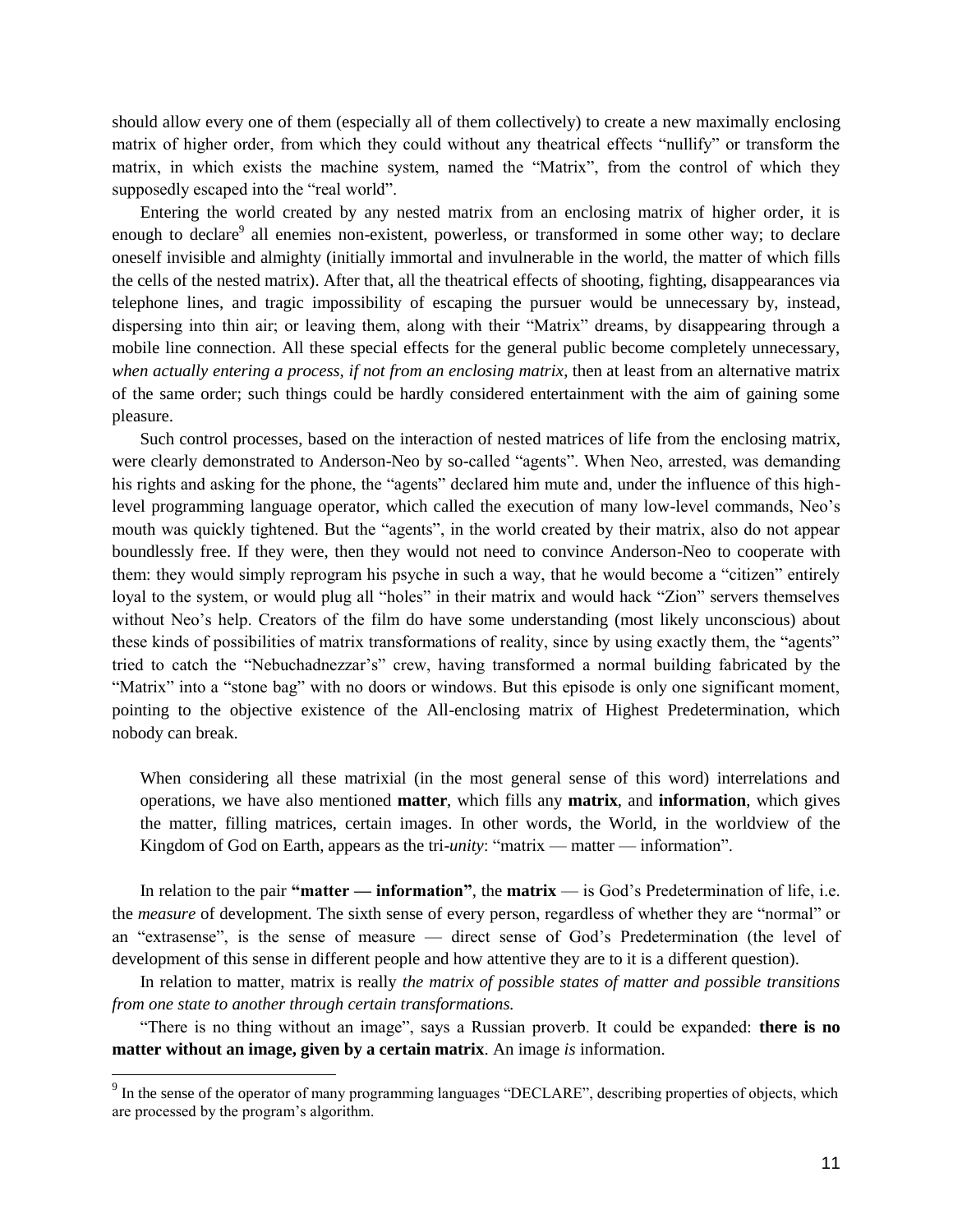should allow every one of them (especially all of them collectively) to create a new maximally enclosing matrix of higher order, from which they could without any theatrical effects "nullify" or transform the matrix, in which exists the machine system, named the "Matrix", from the control of which they supposedly escaped into the "real world".

Entering the world created by any nested matrix from an enclosing matrix of higher order, it is enough to declare[9] all enemies non-existent, powerless, or transformed in some other way; to declare oneself invisible and almighty (initially immortal and invulnerable in the world, the matter of which fills the cells of the nested matrix). After that, all the theatrical effects of shooting, fighting, disappearances via telephone lines, and tragic impossibility of escaping the pursuer would be unnecessary by, instead, dispersing into thin air; or leaving them, along with their "Matrix" dreams, by disappearing through a mobile line connection. All these special effects for the general public become completely unnecessary, *when actually entering a process, if not from an enclosing matrix*, then at least from an alternative matrix of the same order; such things could be hardly considered entertainment with the aim of gaining some pleasure.

Such control processes, based on the interaction of nested matrices of life from the enclosing matrix, were clearly demonstrated to Anderson-Neo by so-called "agents". When Neo, arrested, was demanding his rights and asking for the phone, the "agents" declared him mute and, under the influence of this high-level programming language operator, which called the execution of many low-level commands, Neo's mouth was quickly tightened. But the "agents", in the world created by their matrix, also do not appear boundlessly free. If they were, then they would not need to convince Anderson-Neo to cooperate with them: they would simply reprogram his psyche in such a way, that he would become a "citizen" entirely loyal to the system, or would plug all "holes" in their matrix and would hack "Zion" servers themselves without Neo's help. Creators of the film do have some understanding (most likely unconscious) about these kinds of possibilities of matrix transformations of reality, since by using exactly them, the "agents" tried to catch the "Nebuchadnezzar's" crew, having transformed a normal building fabricated by the "Matrix" into a "stone bag" with no doors or windows. But this episode is only one significant moment, pointing to the objective existence of the All-enclosing matrix of Highest Predetermination, which nobody can break.

> When considering all these matrixial (in the most general sense of this word) interrelations and operations, we have also mentioned **matter**, which fills any **matrix**, and **information**, which gives the matter, filling matrices, certain images. In other words, the World, in the worldview of the Kingdom of God on Earth, appears as the tri-*unity*: "matrix — matter — information".

In relation to the pair **"matter — information"**, the **matrix** — is God's Predetermination of life, i.e. the *measure* of development. The sixth sense of every person, regardless of whether they are "normal" or an "extrasense", is the sense of measure — direct sense of God's Predetermination (the level of development of this sense in different people and how attentive they are to it is a different question).

In relation to matter, matrix is really *the matrix of possible states of matter and possible transitions from one state to another through certain transformations.*

"There is no thing without an image", says a Russian proverb. It could be expanded: **there is no matter without an image, given by a certain matrix**. An image *is* information.

[9] In the sense of the operator of many programming languages "DECLARE", describing properties of objects, which are processed by the program's algorithm.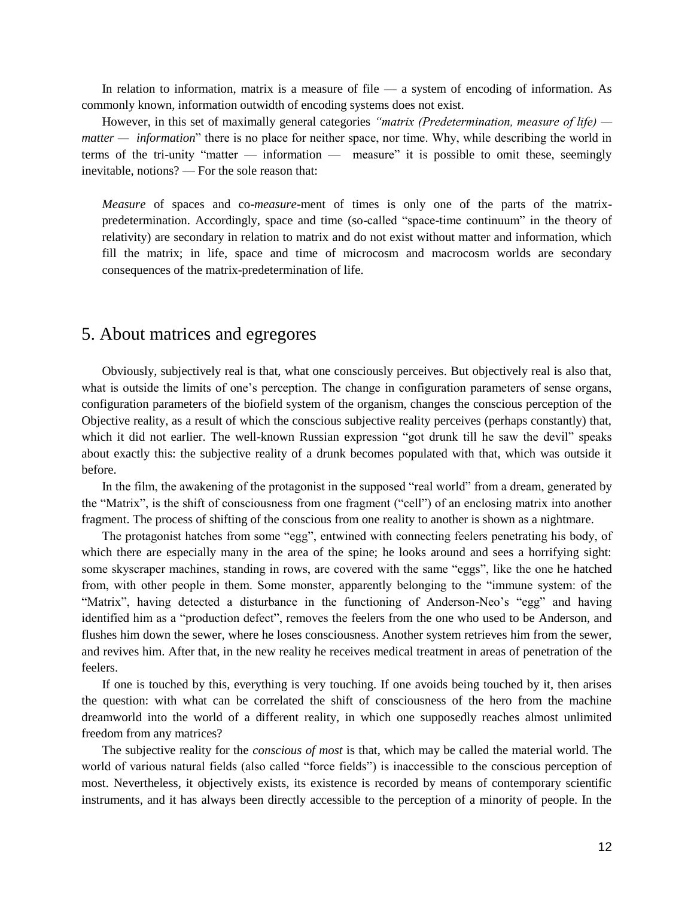In relation to information, matrix is a measure of file — a system of encoding of information. As commonly known, information outwidth of encoding systems does not exist.

However, in this set of maximally general categories *"matrix (Predetermination, measure of life) — matter — information*" there is no place for neither space, nor time. Why, while describing the world in terms of the tri-unity "matter — information — measure" it is possible to omit these, seemingly inevitable, notions? — For the sole reason that:

> *Measure* of spaces and co-*measure*-ment of times is only one of the parts of the matrix-predetermination. Accordingly, space and time (so-called "space-time continuum" in the theory of relativity) are secondary in relation to matrix and do not exist without matter and information, which fill the matrix; in life, space and time of microcosm and macrocosm worlds are secondary consequences of the matrix-predetermination of life.

## 5. About matrices and egregores

Obviously, subjectively real is that, what one consciously perceives. But objectively real is also that, what is outside the limits of one's perception. The change in configuration parameters of sense organs, configuration parameters of the biofield system of the organism, changes the conscious perception of the Objective reality, as a result of which the conscious subjective reality perceives (perhaps constantly) that, which it did not earlier. The well-known Russian expression "got drunk till he saw the devil" speaks about exactly this: the subjective reality of a drunk becomes populated with that, which was outside it before.

In the film, the awakening of the protagonist in the supposed "real world" from a dream, generated by the "Matrix", is the shift of consciousness from one fragment ("cell") of an enclosing matrix into another fragment. The process of shifting of the conscious from one reality to another is shown as a nightmare.

The protagonist hatches from some "egg", entwined with connecting feelers penetrating his body, of which there are especially many in the area of the spine; he looks around and sees a horrifying sight: some skyscraper machines, standing in rows, are covered with the same "eggs", like the one he hatched from, with other people in them. Some monster, apparently belonging to the "immune system: of the "Matrix", having detected a disturbance in the functioning of Anderson-Neo's "egg" and having identified him as a "production defect", removes the feelers from the one who used to be Anderson, and flushes him down the sewer, where he loses consciousness. Another system retrieves him from the sewer, and revives him. After that, in the new reality he receives medical treatment in areas of penetration of the feelers.

If one is touched by this, everything is very touching. If one avoids being touched by it, then arises the question: with what can be correlated the shift of consciousness of the hero from the machine dreamworld into the world of a different reality, in which one supposedly reaches almost unlimited freedom from any matrices?

The subjective reality for the *conscious of most* is that, which may be called the material world. The world of various natural fields (also called "force fields") is inaccessible to the conscious perception of most. Nevertheless, it objectively exists, its existence is recorded by means of contemporary scientific instruments, and it has always been directly accessible to the perception of a minority of people. In the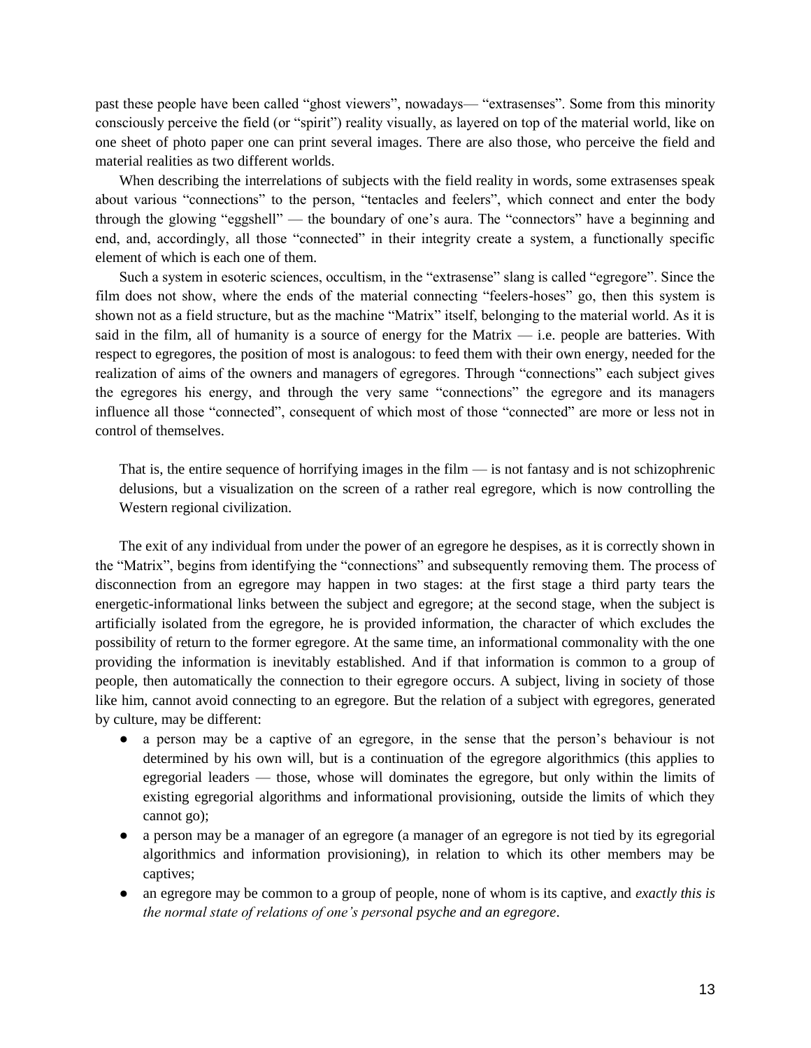past these people have been called “ghost viewers”, nowadays— “extrasenses”. Some from this minority consciously perceive the field (or “spirit”) reality visually, as layered on top of the material world, like on one sheet of photo paper one can print several images. There are also those, who perceive the field and material realities as two different worlds.

When describing the interrelations of subjects with the field reality in words, some extrasenses speak about various “connections” to the person, “tentacles and feelers”, which connect and enter the body through the glowing “eggshell” — the boundary of one’s aura. The “connectors” have a beginning and end, and, accordingly, all those “connected” in their integrity create a system, a functionally specific element of which is each one of them.

Such a system in esoteric sciences, occultism, in the “extrasense” slang is called “egregore”. Since the film does not show, where the ends of the material connecting “feelers-hoses” go, then this system is shown not as a field structure, but as the machine “Matrix” itself, belonging to the material world. As it is said in the film, all of humanity is a source of energy for the Matrix — i.e. people are batteries. With respect to egregores, the position of most is analogous: to feed them with their own energy, needed for the realization of aims of the owners and managers of egregores. Through “connections” each subject gives the egregores his energy, and through the very same “connections” the egregore and its managers influence all those “connected”, consequent of which most of those “connected” are more or less not in control of themselves.

> That is, the entire sequence of horrifying images in the film — is not fantasy and is not schizophrenic delusions, but a visualization on the screen of a rather real egregore, which is now controlling the Western regional civilization.

The exit of any individual from under the power of an egregore he despises, as it is correctly shown in the “Matrix”, begins from identifying the “connections” and subsequently removing them. The process of disconnection from an egregore may happen in two stages: at the first stage a third party tears the energetic-informational links between the subject and egregore; at the second stage, when the subject is artificially isolated from the egregore, he is provided information, the character of which excludes the possibility of return to the former egregore. At the same time, an informational commonality with the one providing the information is inevitably established. And if that information is common to a group of people, then automatically the connection to their egregore occurs. A subject, living in society of those like him, cannot avoid connecting to an egregore. But the relation of a subject with egregores, generated by culture, may be different:

- a person may be a captive of an egregore, in the sense that the person’s behaviour is not determined by his own will, but is a continuation of the egregore algorithmics (this applies to egregorial leaders — those, whose will dominates the egregore, but only within the limits of existing egregorial algorithms and informational provisioning, outside the limits of which they cannot go);
- a person may be a manager of an egregore (a manager of an egregore is not tied by its egregorial algorithmics and information provisioning), in relation to which its other members may be captives;
- an egregore may be common to a group of people, none of whom is its captive, and *exactly this is the normal state of relations of one’s personal psyche and an egregore*.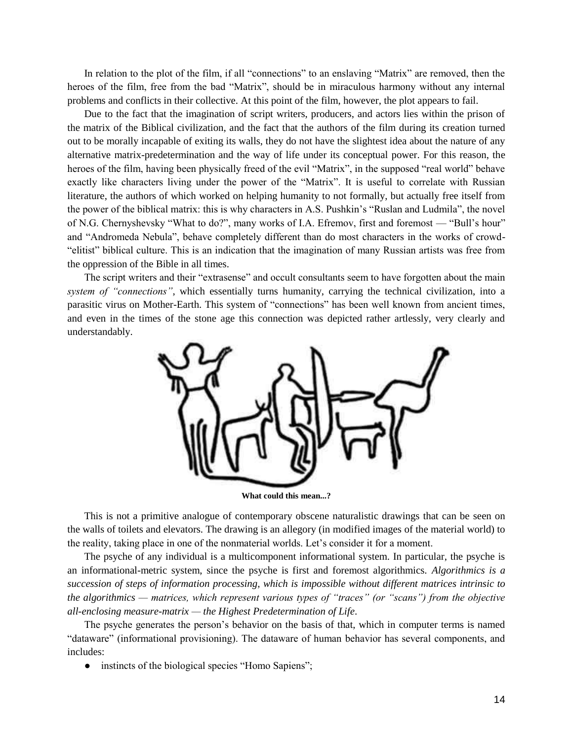In relation to the plot of the film, if all "connections" to an enslaving "Matrix" are removed, then the heroes of the film, free from the bad "Matrix", should be in miraculous harmony without any internal problems and conflicts in their collective. At this point of the film, however, the plot appears to fail.

Due to the fact that the imagination of script writers, producers, and actors lies within the prison of the matrix of the Biblical civilization, and the fact that the authors of the film during its creation turned out to be morally incapable of exiting its walls, they do not have the slightest idea about the nature of any alternative matrix-predetermination and the way of life under its conceptual power. For this reason, the heroes of the film, having been physically freed of the evil "Matrix", in the supposed "real world" behave exactly like characters living under the power of the "Matrix". It is useful to correlate with Russian literature, the authors of which worked on helping humanity to not formally, but actually free itself from the power of the biblical matrix: this is why characters in A.S. Pushkin's "Ruslan and Ludmila", the novel of N.G. Chernyshevsky "What to do?", many works of I.A. Efremov, first and foremost — "Bull's hour" and "Andromeda Nebula", behave completely different than do most characters in the works of crowd-"elitist" biblical culture. This is an indication that the imagination of many Russian artists was free from the oppression of the Bible in all times.

The script writers and their "extrasense" and occult consultants seem to have forgotten about the main *system of "connections"*, which essentially turns humanity, carrying the technical civilization, into a parasitic virus on Mother-Earth. This system of "connections" has been well known from ancient times, and even in the times of the stone age this connection was depicted rather artlessly, very clearly and understandably.

**What could this mean...?**

This is not a primitive analogue of contemporary obscene naturalistic drawings that can be seen on the walls of toilets and elevators. The drawing is an allegory (in modified images of the material world) to the reality, taking place in one of the nonmaterial worlds. Let's consider it for a moment.

The psyche of any individual is a multicomponent informational system. In particular, the psyche is an informational-metric system, since the psyche is first and foremost algorithmics. *Algorithmics is a succession of steps of information processing, which is impossible without different matrices intrinsic to the algorithmics — matrices, which represent various types of "traces" (or "scans") from the objective all-enclosing measure-matrix — the Highest Predetermination of Life*.

The psyche generates the person's behavior on the basis of that, which in computer terms is named "dataware" (informational provisioning). The dataware of human behavior has several components, and includes:

- instincts of the biological species "Homo Sapiens";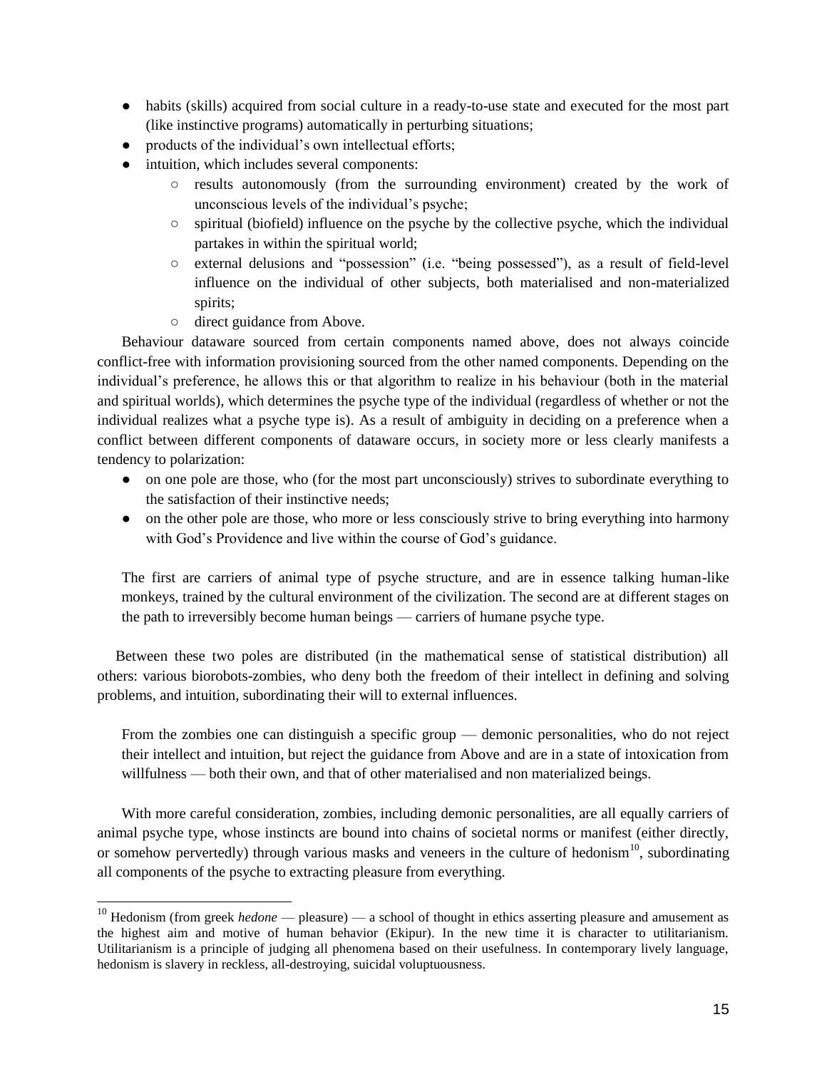- habits (skills) acquired from social culture in a ready-to-use state and executed for the most part (like instinctive programs) automatically in perturbing situations;
- products of the individual's own intellectual efforts;
- intuition, which includes several components:
  - results autonomously (from the surrounding environment) created by the work of unconscious levels of the individual's psyche;
  - spiritual (biofield) influence on the psyche by the collective psyche, which the individual partakes in within the spiritual world;
  - external delusions and "possession" (i.e. "being possessed"), as a result of field-level influence on the individual of other subjects, both materialised and non-materialized spirits;
  - direct guidance from Above.

Behaviour dataware sourced from certain components named above, does not always coincide conflict-free with information provisioning sourced from the other named components. Depending on the individual's preference, he allows this or that algorithm to realize in his behaviour (both in the material and spiritual worlds), which determines the psyche type of the individual (regardless of whether or not the individual realizes what a psyche type is). As a result of ambiguity in deciding on a preference when a conflict between different components of dataware occurs, in society more or less clearly manifests a tendency to polarization:

- on one pole are those, who (for the most part unconsciously) strives to subordinate everything to the satisfaction of their instinctive needs;
- on the other pole are those, who more or less consciously strive to bring everything into harmony with God's Providence and live within the course of God's guidance.

The first are carriers of animal type of psyche structure, and are in essence talking human-like monkeys, trained by the cultural environment of the civilization. The second are at different stages on the path to irreversibly become human beings — carriers of humane psyche type.

Between these two poles are distributed (in the mathematical sense of statistical distribution) all others: various biorobots-zombies, who deny both the freedom of their intellect in defining and solving problems, and intuition, subordinating their will to external influences.

From the zombies one can distinguish a specific group — demonic personalities, who do not reject their intellect and intuition, but reject the guidance from Above and are in a state of intoxication from willfulness — both their own, and that of other materialised and non materialized beings.

With more careful consideration, zombies, including demonic personalities, are all equally carriers of animal psyche type, whose instincts are bound into chains of societal norms or manifest (either directly, or somehow pervertedly) through various masks and veneers in the culture of hedonism[10], subordinating all components of the psyche to extracting pleasure from everything.

---

[10] Hedonism (from greek *hedone* — pleasure) — a school of thought in ethics asserting pleasure and amusement as the highest aim and motive of human behavior (Ekipur). In the new time it is character to utilitarianism. Utilitarianism is a principle of judging all phenomena based on their usefulness. In contemporary lively language, hedonism is slavery in reckless, all-destroying, suicidal voluptuousness.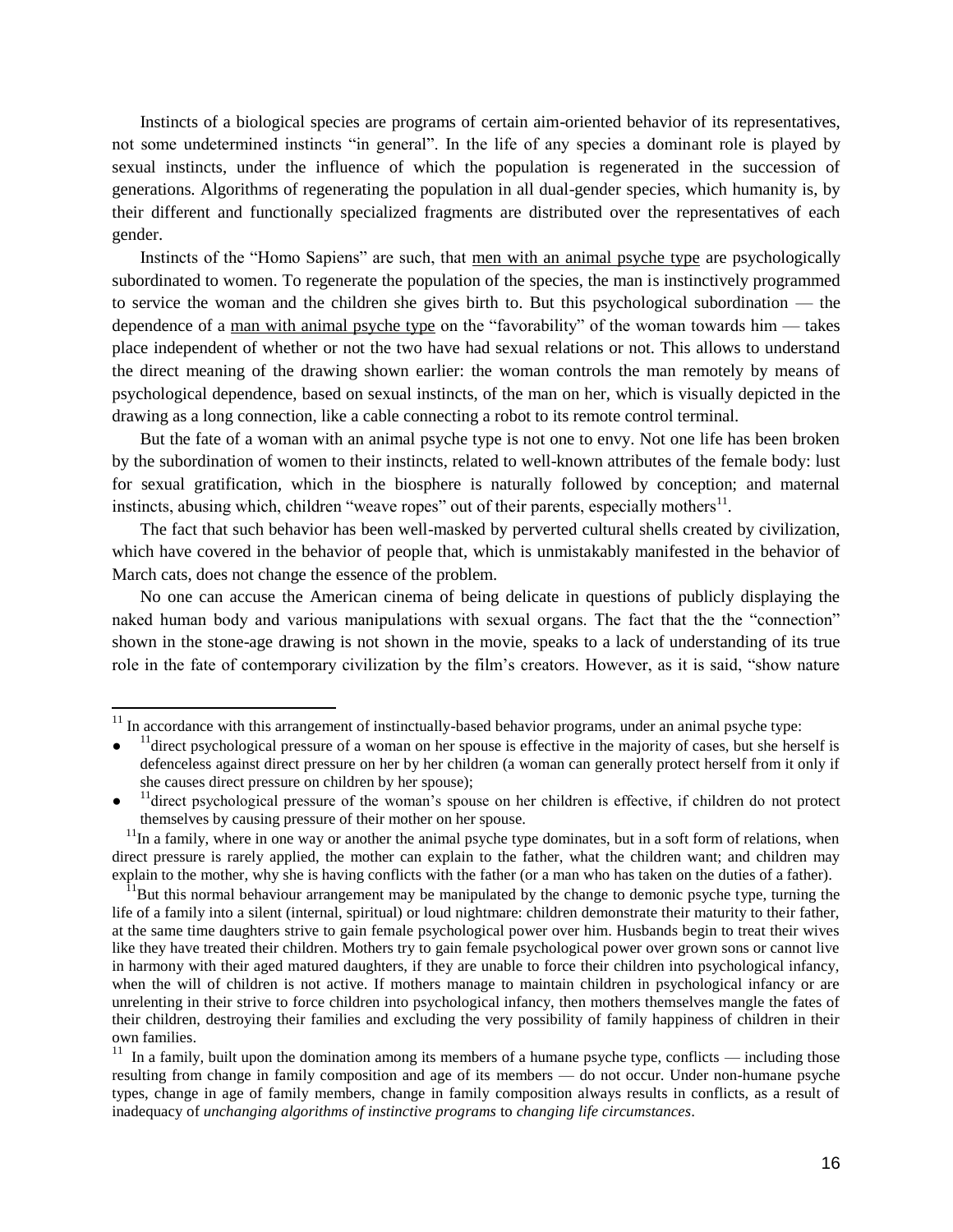Instincts of a biological species are programs of certain aim-oriented behavior of its representatives, not some undetermined instincts "in general". In the life of any species a dominant role is played by sexual instincts, under the influence of which the population is regenerated in the succession of generations. Algorithms of regenerating the population in all dual-gender species, which humanity is, by their different and functionally specialized fragments are distributed over the representatives of each gender.

Instincts of the "Homo Sapiens" are such, that men with an animal psyche type are psychologically subordinated to women. To regenerate the population of the species, the man is instinctively programmed to service the woman and the children she gives birth to. But this psychological subordination — the dependence of a man with animal psyche type on the "favorability" of the woman towards him — takes place independent of whether or not the two have had sexual relations or not. This allows to understand the direct meaning of the drawing shown earlier: the woman controls the man remotely by means of psychological dependence, based on sexual instincts, of the man on her, which is visually depicted in the drawing as a long connection, like a cable connecting a robot to its remote control terminal.

But the fate of a woman with an animal psyche type is not one to envy. Not one life has been broken by the subordination of women to their instincts, related to well-known attributes of the female body: lust for sexual gratification, which in the biosphere is naturally followed by conception; and maternal instincts, abusing which, children "weave ropes" out of their parents, especially mothers[11].

The fact that such behavior has been well-masked by perverted cultural shells created by civilization, which have covered in the behavior of people that, which is unmistakably manifested in the behavior of March cats, does not change the essence of the problem.

No one can accuse the American cinema of being delicate in questions of publicly displaying the naked human body and various manipulations with sexual organs. The fact that the the "connection" shown in the stone-age drawing is not shown in the movie, speaks to a lack of understanding of its true role in the fate of contemporary civilization by the film's creators. However, as it is said, "show nature

---

[11] In accordance with this arrangement of instinctually-based behavior programs, under an animal psyche type:

- [11]direct psychological pressure of a woman on her spouse is effective in the majority of cases, but she herself is defenceless against direct pressure on her by her children (a woman can generally protect herself from it only if she causes direct pressure on children by her spouse);
- [11]direct psychological pressure of the woman's spouse on her children is effective, if children do not protect themselves by causing pressure of their mother on her spouse.

[11]In a family, where in one way or another the animal psyche type dominates, but in a soft form of relations, when direct pressure is rarely applied, the mother can explain to the father, what the children want; and children may explain to the mother, why she is having conflicts with the father (or a man who has taken on the duties of a father).

[11]But this normal behaviour arrangement may be manipulated by the change to demonic psyche type, turning the life of a family into a silent (internal, spiritual) or loud nightmare: children demonstrate their maturity to their father, at the same time daughters strive to gain female psychological power over him. Husbands begin to treat their wives like they have treated their children. Mothers try to gain female psychological power over grown sons or cannot live in harmony with their aged matured daughters, if they are unable to force their children into psychological infancy, when the will of children is not active. If mothers manage to maintain children in psychological infancy or are unrelenting in their strive to force children into psychological infancy, then mothers themselves mangle the fates of their children, destroying their families and excluding the very possibility of family happiness of children in their own families.

[11] In a family, built upon the domination among its members of a humane psyche type, conflicts — including those resulting from change in family composition and age of its members — do not occur. Under non-humane psyche types, change in age of family members, change in family composition always results in conflicts, as a result of inadequacy of *unchanging algorithms of instinctive programs* to *changing life circumstances*.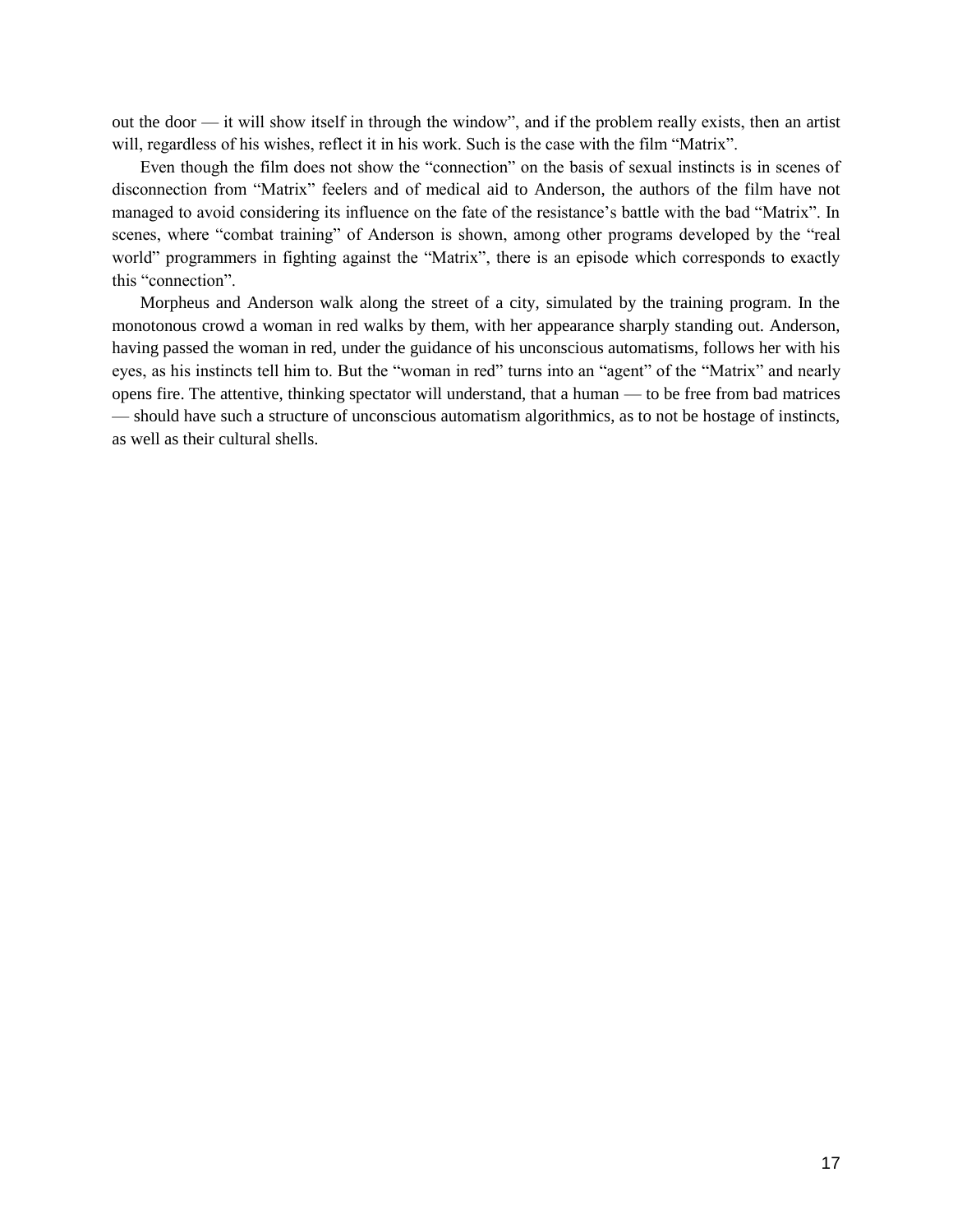out the door — it will show itself in through the window", and if the problem really exists, then an artist will, regardless of his wishes, reflect it in his work. Such is the case with the film "Matrix".

Even though the film does not show the "connection" on the basis of sexual instincts is in scenes of disconnection from "Matrix" feelers and of medical aid to Anderson, the authors of the film have not managed to avoid considering its influence on the fate of the resistance's battle with the bad "Matrix". In scenes, where "combat training" of Anderson is shown, among other programs developed by the "real world" programmers in fighting against the "Matrix", there is an episode which corresponds to exactly this "connection".

Morpheus and Anderson walk along the street of a city, simulated by the training program. In the monotonous crowd a woman in red walks by them, with her appearance sharply standing out. Anderson, having passed the woman in red, under the guidance of his unconscious automatisms, follows her with his eyes, as his instincts tell him to. But the "woman in red" turns into an "agent" of the "Matrix" and nearly opens fire. The attentive, thinking spectator will understand, that a human — to be free from bad matrices — should have such a structure of unconscious automatism algorithmics, as to not be hostage of instincts, as well as their cultural shells.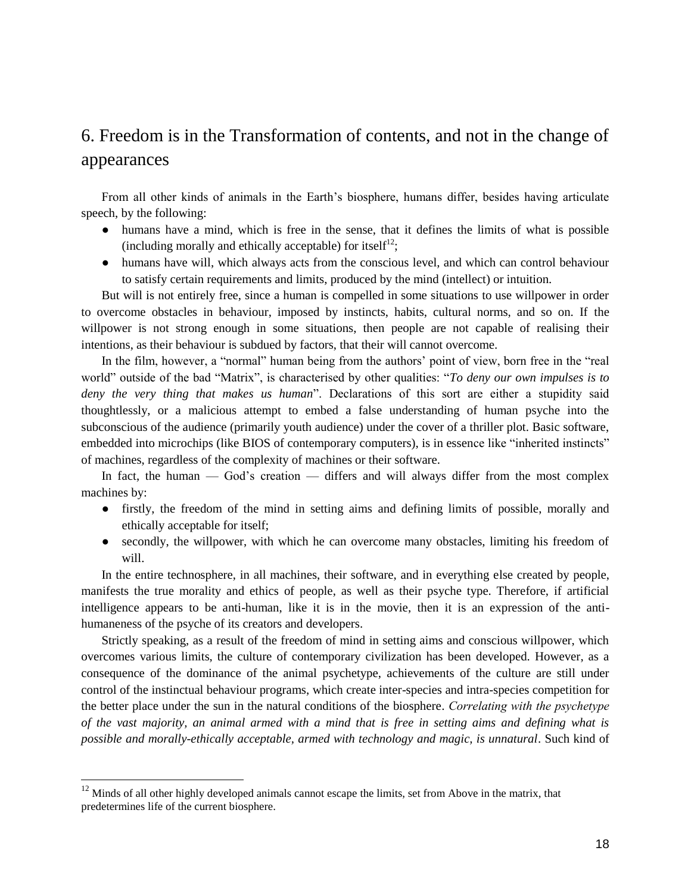## 6. Freedom is in the Transformation of contents, and not in the change of appearances

From all other kinds of animals in the Earth's biosphere, humans differ, besides having articulate speech, by the following:

- humans have a mind, which is free in the sense, that it defines the limits of what is possible (including morally and ethically acceptable) for itself[12];
- humans have will, which always acts from the conscious level, and which can control behaviour to satisfy certain requirements and limits, produced by the mind (intellect) or intuition.

But will is not entirely free, since a human is compelled in some situations to use willpower in order to overcome obstacles in behaviour, imposed by instincts, habits, cultural norms, and so on. If the willpower is not strong enough in some situations, then people are not capable of realising their intentions, as their behaviour is subdued by factors, that their will cannot overcome.

In the film, however, a "normal" human being from the authors' point of view, born free in the "real world" outside of the bad "Matrix", is characterised by other qualities: "*To deny our own impulses is to deny the very thing that makes us human*". Declarations of this sort are either a stupidity said thoughtlessly, or a malicious attempt to embed a false understanding of human psyche into the subconscious of the audience (primarily youth audience) under the cover of a thriller plot. Basic software, embedded into microchips (like BIOS of contemporary computers), is in essence like "inherited instincts" of machines, regardless of the complexity of machines or their software.

In fact, the human — God's creation — differs and will always differ from the most complex machines by:

- firstly, the freedom of the mind in setting aims and defining limits of possible, morally and ethically acceptable for itself;
- secondly, the willpower, with which he can overcome many obstacles, limiting his freedom of will.

In the entire technosphere, in all machines, their software, and in everything else created by people, manifests the true morality and ethics of people, as well as their psyche type. Therefore, if artificial intelligence appears to be anti-human, like it is in the movie, then it is an expression of the anti-humaneness of the psyche of its creators and developers.

Strictly speaking, as a result of the freedom of mind in setting aims and conscious willpower, which overcomes various limits, the culture of contemporary civilization has been developed. However, as a consequence of the dominance of the animal psychetype, achievements of the culture are still under control of the instinctual behaviour programs, which create inter-species and intra-species competition for the better place under the sun in the natural conditions of the biosphere. *Correlating with the psychetype of the vast majority, an animal armed with a mind that is free in setting aims and defining what is possible and morally-ethically acceptable, armed with technology and magic, is unnatural*. Such kind of

[12] Minds of all other highly developed animals cannot escape the limits, set from Above in the matrix, that predetermines life of the current biosphere.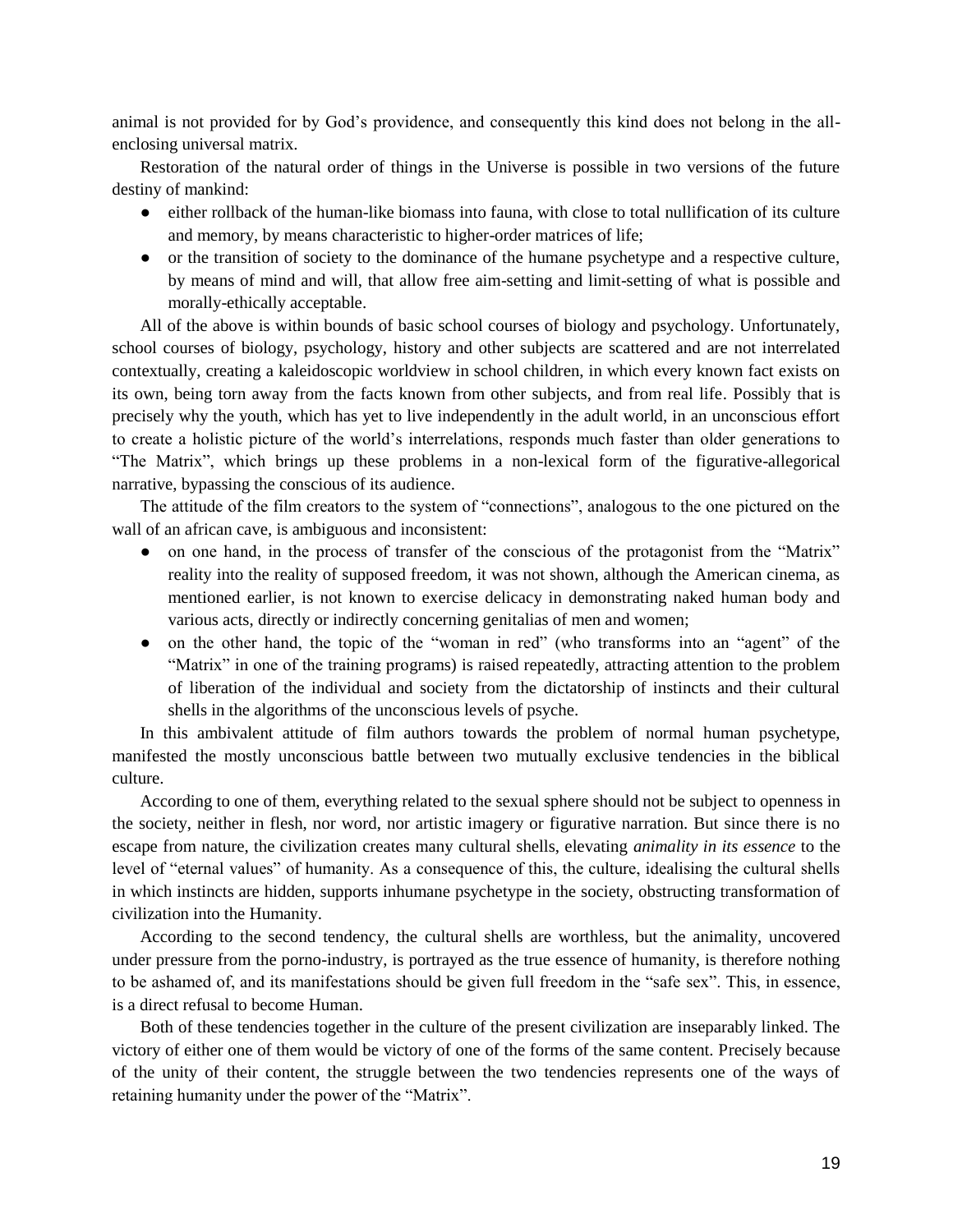animal is not provided for by God's providence, and consequently this kind does not belong in the all-enclosing universal matrix.

Restoration of the natural order of things in the Universe is possible in two versions of the future destiny of mankind:

- either rollback of the human-like biomass into fauna, with close to total nullification of its culture and memory, by means characteristic to higher-order matrices of life;
- or the transition of society to the dominance of the humane psychetype and a respective culture, by means of mind and will, that allow free aim-setting and limit-setting of what is possible and morally-ethically acceptable.

All of the above is within bounds of basic school courses of biology and psychology. Unfortunately, school courses of biology, psychology, history and other subjects are scattered and are not interrelated contextually, creating a kaleidoscopic worldview in school children, in which every known fact exists on its own, being torn away from the facts known from other subjects, and from real life. Possibly that is precisely why the youth, which has yet to live independently in the adult world, in an unconscious effort to create a holistic picture of the world's interrelations, responds much faster than older generations to "The Matrix", which brings up these problems in a non-lexical form of the figurative-allegorical narrative, bypassing the conscious of its audience.

The attitude of the film creators to the system of "connections", analogous to the one pictured on the wall of an african cave, is ambiguous and inconsistent:

- on one hand, in the process of transfer of the conscious of the protagonist from the "Matrix" reality into the reality of supposed freedom, it was not shown, although the American cinema, as mentioned earlier, is not known to exercise delicacy in demonstrating naked human body and various acts, directly or indirectly concerning genitalias of men and women;
- on the other hand, the topic of the "woman in red" (who transforms into an "agent" of the "Matrix" in one of the training programs) is raised repeatedly, attracting attention to the problem of liberation of the individual and society from the dictatorship of instincts and their cultural shells in the algorithms of the unconscious levels of psyche.

In this ambivalent attitude of film authors towards the problem of normal human psychetype, manifested the mostly unconscious battle between two mutually exclusive tendencies in the biblical culture.

According to one of them, everything related to the sexual sphere should not be subject to openness in the society, neither in flesh, nor word, nor artistic imagery or figurative narration. But since there is no escape from nature, the civilization creates many cultural shells, elevating *animality in its essence* to the level of "eternal values" of humanity. As a consequence of this, the culture, idealising the cultural shells in which instincts are hidden, supports inhumane psychetype in the society, obstructing transformation of civilization into the Humanity.

According to the second tendency, the cultural shells are worthless, but the animality, uncovered under pressure from the porno-industry, is portrayed as the true essence of humanity, is therefore nothing to be ashamed of, and its manifestations should be given full freedom in the "safe sex". This, in essence, is a direct refusal to become Human.

Both of these tendencies together in the culture of the present civilization are inseparably linked. The victory of either one of them would be victory of one of the forms of the same content. Precisely because of the unity of their content, the struggle between the two tendencies represents one of the ways of retaining humanity under the power of the "Matrix".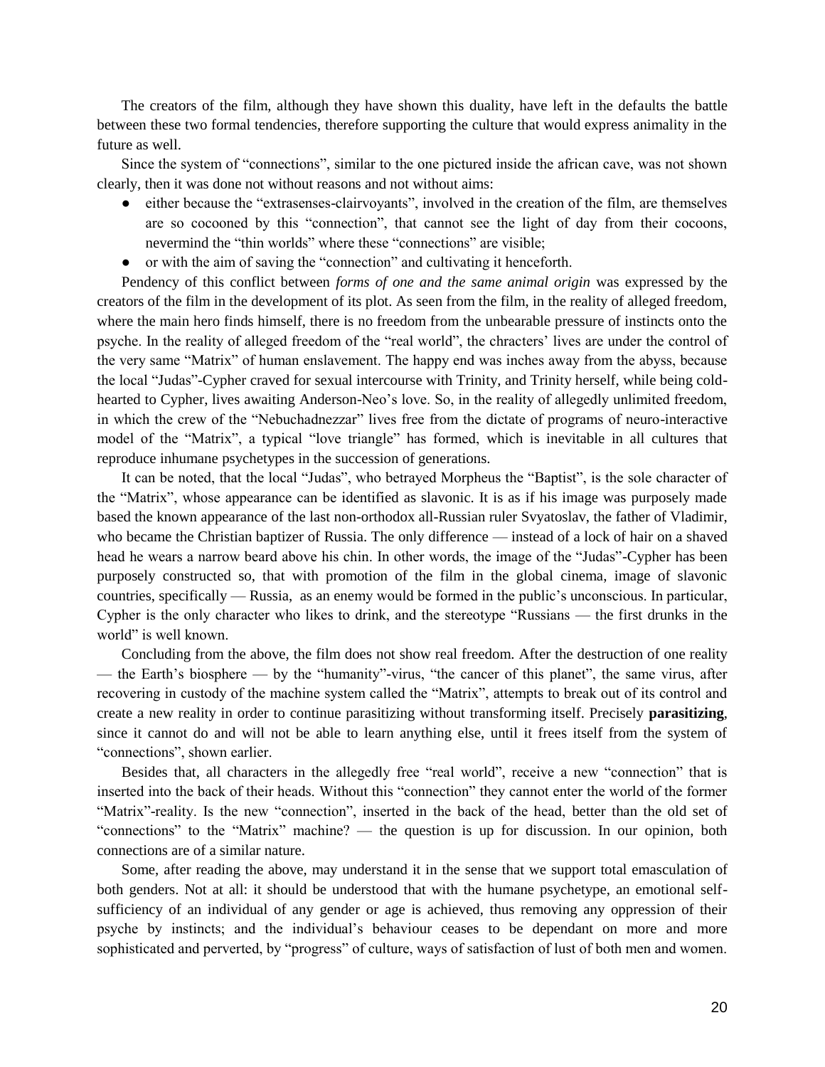The creators of the film, although they have shown this duality, have left in the defaults the battle between these two formal tendencies, therefore supporting the culture that would express animality in the future as well.

Since the system of "connections", similar to the one pictured inside the african cave, was not shown clearly, then it was done not without reasons and not without aims:

- either because the "extrasenses-clairvoyants", involved in the creation of the film, are themselves are so cocooned by this "connection", that cannot see the light of day from their cocoons, nevermind the "thin worlds" where these "connections" are visible;
- or with the aim of saving the "connection" and cultivating it henceforth.

Pendency of this conflict between *forms of one and the same animal origin* was expressed by the creators of the film in the development of its plot. As seen from the film, in the reality of alleged freedom, where the main hero finds himself, there is no freedom from the unbearable pressure of instincts onto the psyche. In the reality of alleged freedom of the "real world", the chracters' lives are under the control of the very same "Matrix" of human enslavement. The happy end was inches away from the abyss, because the local "Judas"-Cypher craved for sexual intercourse with Trinity, and Trinity herself, while being cold-hearted to Cypher, lives awaiting Anderson-Neo's love. So, in the reality of allegedly unlimited freedom, in which the crew of the "Nebuchadnezzar" lives free from the dictate of programs of neuro-interactive model of the "Matrix", a typical "love triangle" has formed, which is inevitable in all cultures that reproduce inhumane psychetypes in the succession of generations.

It can be noted, that the local "Judas", who betrayed Morpheus the "Baptist", is the sole character of the "Matrix", whose appearance can be identified as slavonic. It is as if his image was purposely made based the known appearance of the last non-orthodox all-Russian ruler Svyatoslav, the father of Vladimir, who became the Christian baptizer of Russia. The only difference — instead of a lock of hair on a shaved head he wears a narrow beard above his chin. In other words, the image of the "Judas"-Cypher has been purposely constructed so, that with promotion of the film in the global cinema, image of slavonic countries, specifically — Russia, as an enemy would be formed in the public's unconscious. In particular, Cypher is the only character who likes to drink, and the stereotype "Russians — the first drunks in the world" is well known.

Concluding from the above, the film does not show real freedom. After the destruction of one reality — the Earth's biosphere — by the "humanity"-virus, "the cancer of this planet", the same virus, after recovering in custody of the machine system called the "Matrix", attempts to break out of its control and create a new reality in order to continue parasitizing without transforming itself. Precisely **parasitizing**, since it cannot do and will not be able to learn anything else, until it frees itself from the system of "connections", shown earlier.

Besides that, all characters in the allegedly free "real world", receive a new "connection" that is inserted into the back of their heads. Without this "connection" they cannot enter the world of the former "Matrix"-reality. Is the new "connection", inserted in the back of the head, better than the old set of "connections" to the "Matrix" machine? — the question is up for discussion. In our opinion, both connections are of a similar nature.

Some, after reading the above, may understand it in the sense that we support total emasculation of both genders. Not at all: it should be understood that with the humane psychetype, an emotional self-sufficiency of an individual of any gender or age is achieved, thus removing any oppression of their psyche by instincts; and the individual's behaviour ceases to be dependant on more and more sophisticated and perverted, by "progress" of culture, ways of satisfaction of lust of both men and women.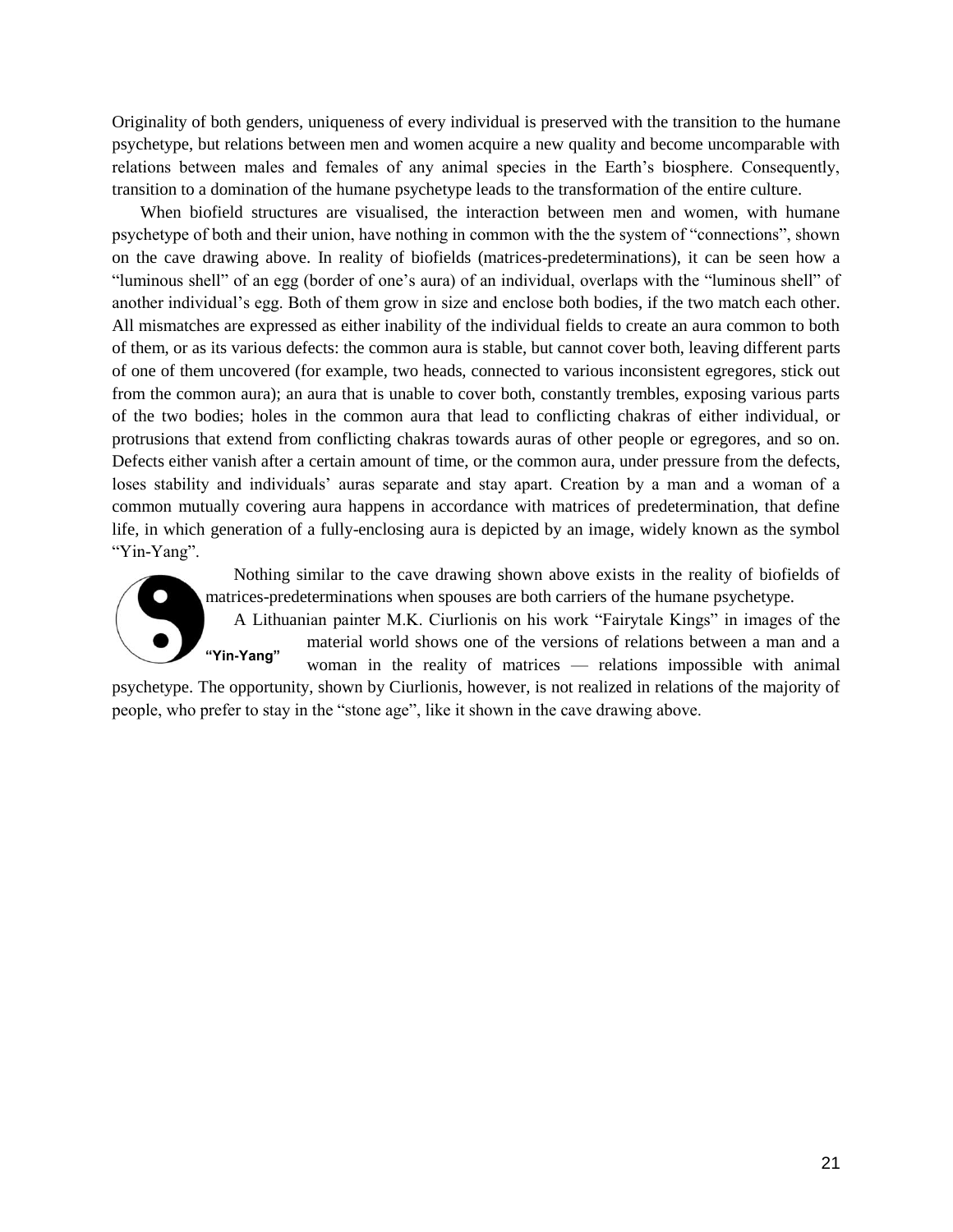Originality of both genders, uniqueness of every individual is preserved with the transition to the humane psychetype, but relations between men and women acquire a new quality and become uncomparable with relations between males and females of any animal species in the Earth's biosphere. Consequently, transition to a domination of the humane psychetype leads to the transformation of the entire culture.

When biofield structures are visualised, the interaction between men and women, with humane psychetype of both and their union, have nothing in common with the the system of "connections", shown on the cave drawing above. In reality of biofields (matrices-predeterminations), it can be seen how a "luminous shell" of an egg (border of one's aura) of an individual, overlaps with the "luminous shell" of another individual's egg. Both of them grow in size and enclose both bodies, if the two match each other. All mismatches are expressed as either inability of the individual fields to create an aura common to both of them, or as its various defects: the common aura is stable, but cannot cover both, leaving different parts of one of them uncovered (for example, two heads, connected to various inconsistent egregores, stick out from the common aura); an aura that is unable to cover both, constantly trembles, exposing various parts of the two bodies; holes in the common aura that lead to conflicting chakras of either individual, or protrusions that extend from conflicting chakras towards auras of other people or egregores, and so on. Defects either vanish after a certain amount of time, or the common aura, under pressure from the defects, loses stability and individuals' auras separate and stay apart. Creation by a man and a woman of a common mutually covering aura happens in accordance with matrices of predetermination, that define life, in which generation of a fully-enclosing aura is depicted by an image, widely known as the symbol "Yin-Yang".

"Yin-Yang"

Nothing similar to the cave drawing shown above exists in the reality of biofields of matrices-predeterminations when spouses are both carriers of the humane psychetype.

A Lithuanian painter M.K. Ciurlionis on his work "Fairytale Kings" in images of the material world shows one of the versions of relations between a man and a woman in the reality of matrices — relations impossible with animal psychetype. The opportunity, shown by Ciurlionis, however, is not realized in relations of the majority of people, who prefer to stay in the "stone age", like it shown in the cave drawing above.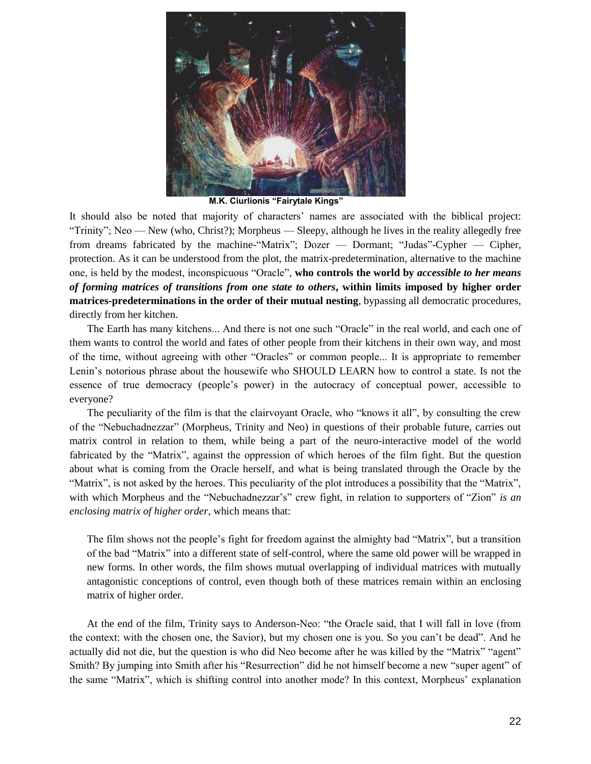M.K. Ciurlionis "Fairytale Kings"

It should also be noted that majority of characters' names are associated with the biblical project: "Trinity"; Neo — New (who, Christ?); Morpheus — Sleepy, although he lives in the reality allegedly free from dreams fabricated by the machine-"Matrix"; Dozer — Dormant; "Judas"-Cypher — Cipher, protection. As it can be understood from the plot, the matrix-predetermination, alternative to the machine one, is held by the modest, inconspicuous "Oracle", **who controls the world by *accessible to her means of forming matrices of transitions from one state to others*, within limits imposed by higher order matrices-predeterminations in the order of their mutual nesting**, bypassing all democratic procedures, directly from her kitchen.

The Earth has many kitchens... And there is not one such "Oracle" in the real world, and each one of them wants to control the world and fates of other people from their kitchens in their own way, and most of the time, without agreeing with other "Oracles" or common people... It is appropriate to remember Lenin's notorious phrase about the housewife who SHOULD LEARN how to control a state. Is not the essence of true democracy (people's power) in the autocracy of conceptual power, accessible to everyone?

The peculiarity of the film is that the clairvoyant Oracle, who "knows it all", by consulting the crew of the "Nebuchadnezzar" (Morpheus, Trinity and Neo) in questions of their probable future, carries out matrix control in relation to them, while being a part of the neuro-interactive model of the world fabricated by the "Matrix", against the oppression of which heroes of the film fight. But the question about what is coming from the Oracle herself, and what is being translated through the Oracle by the "Matrix", is not asked by the heroes. This peculiarity of the plot introduces a possibility that the "Matrix", with which Morpheus and the "Nebuchadnezzar's" crew fight, in relation to supporters of "Zion" *is an enclosing matrix of higher order*, which means that:

> The film shows not the people's fight for freedom against the almighty bad "Matrix", but a transition of the bad "Matrix" into a different state of self-control, where the same old power will be wrapped in new forms. In other words, the film shows mutual overlapping of individual matrices with mutually antagonistic conceptions of control, even though both of these matrices remain within an enclosing matrix of higher order.

At the end of the film, Trinity says to Anderson-Neo: "the Oracle said, that I will fall in love (from the context: with the chosen one, the Savior), but my chosen one is you. So you can't be dead". And he actually did not die, but the question is who did Neo become after he was killed by the "Matrix" "agent" Smith? By jumping into Smith after his "Resurrection" did he not himself become a new "super agent" of the same "Matrix", which is shifting control into another mode? In this context, Morpheus' explanation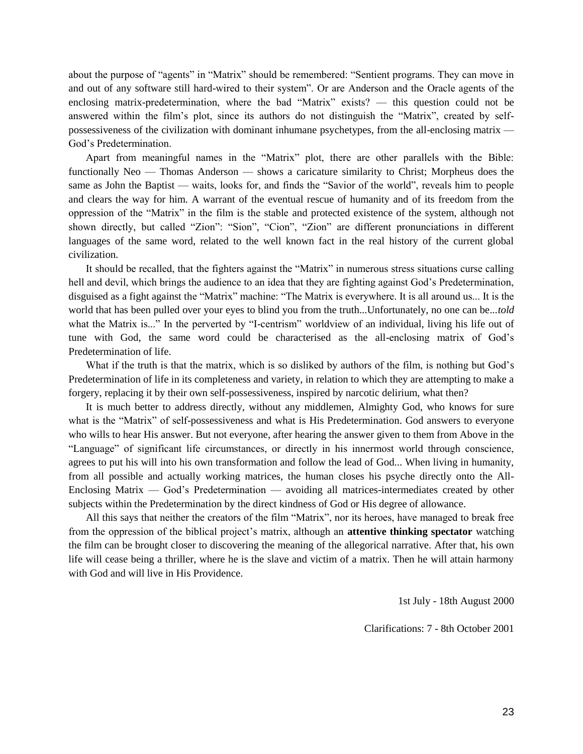about the purpose of "agents" in "Matrix" should be remembered: "Sentient programs. They can move in and out of any software still hard-wired to their system". Or are Anderson and the Oracle agents of the enclosing matrix-predetermination, where the bad "Matrix" exists? — this question could not be answered within the film's plot, since its authors do not distinguish the "Matrix", created by self-possessiveness of the civilization with dominant inhumane psychetypes, from the all-enclosing matrix — God's Predetermination.

Apart from meaningful names in the "Matrix" plot, there are other parallels with the Bible: functionally Neo — Thomas Anderson — shows a caricature similarity to Christ; Morpheus does the same as John the Baptist — waits, looks for, and finds the "Savior of the world", reveals him to people and clears the way for him. A warrant of the eventual rescue of humanity and of its freedom from the oppression of the "Matrix" in the film is the stable and protected existence of the system, although not shown directly, but called "Zion": "Sion", "Cion", "Zion" are different pronunciations in different languages of the same word, related to the well known fact in the real history of the current global civilization.

It should be recalled, that the fighters against the "Matrix" in numerous stress situations curse calling hell and devil, which brings the audience to an idea that they are fighting against God's Predetermination, disguised as a fight against the "Matrix" machine: "The Matrix is everywhere. It is all around us... It is the world that has been pulled over your eyes to blind you from the truth...Unfortunately, no one can be...*told* what the Matrix is..." In the perverted by "I-centrism" worldview of an individual, living his life out of tune with God, the same word could be characterised as the all-enclosing matrix of God's Predetermination of life.

What if the truth is that the matrix, which is so disliked by authors of the film, is nothing but God's Predetermination of life in its completeness and variety, in relation to which they are attempting to make a forgery, replacing it by their own self-possessiveness, inspired by narcotic delirium, what then?

It is much better to address directly, without any middlemen, Almighty God, who knows for sure what is the "Matrix" of self-possessiveness and what is His Predetermination. God answers to everyone who wills to hear His answer. But not everyone, after hearing the answer given to them from Above in the "Language" of significant life circumstances, or directly in his innermost world through conscience, agrees to put his will into his own transformation and follow the lead of God... When living in humanity, from all possible and actually working matrices, the human closes his psyche directly onto the All-Enclosing Matrix — God's Predetermination — avoiding all matrices-intermediates created by other subjects within the Predetermination by the direct kindness of God or His degree of allowance.

All this says that neither the creators of the film "Matrix", nor its heroes, have managed to break free from the oppression of the biblical project's matrix, although an **attentive thinking spectator** watching the film can be brought closer to discovering the meaning of the allegorical narrative. After that, his own life will cease being a thriller, where he is the slave and victim of a matrix. Then he will attain harmony with God and will live in His Providence.

1st July - 18th August 2000

Clarifications: 7 - 8th October 2001